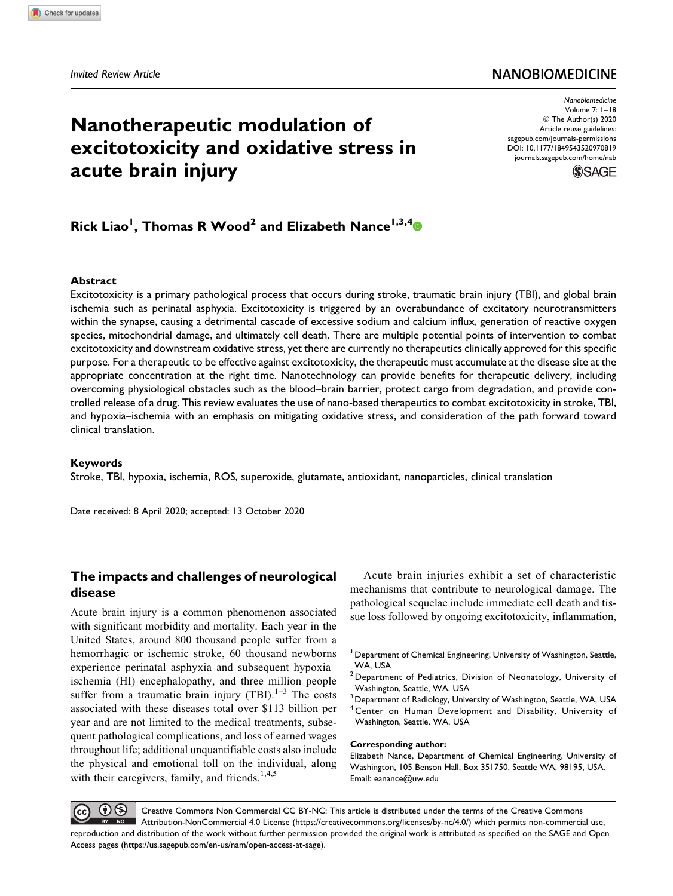*Invited Review Article*

# Nanotherapeutic modulation of excitotoxicity and oxidative stress in acute brain injury

**Rick Liao[1], Thomas R Wood[2] and Elizabeth Nance[1,3,4]**

### Abstract

Excitotoxicity is a primary pathological process that occurs during stroke, traumatic brain injury (TBI), and global brain ischemia such as perinatal asphyxia. Excitotoxicity is triggered by an overabundance of excitatory neurotransmitters within the synapse, causing a detrimental cascade of excessive sodium and calcium influx, generation of reactive oxygen species, mitochondrial damage, and ultimately cell death. There are multiple potential points of intervention to combat excitotoxicity and downstream oxidative stress, yet there are currently no therapeutics clinically approved for this specific purpose. For a therapeutic to be effective against excitotoxicity, the therapeutic must accumulate at the disease site at the appropriate concentration at the right time. Nanotechnology can provide benefits for therapeutic delivery, including overcoming physiological obstacles such as the blood–brain barrier, protect cargo from degradation, and provide controlled release of a drug. This review evaluates the use of nano-based therapeutics to combat excitotoxicity in stroke, TBI, and hypoxia–ischemia with an emphasis on mitigating oxidative stress, and consideration of the path forward toward clinical translation.

### Keywords

Stroke, TBI, hypoxia, ischemia, ROS, superoxide, glutamate, antioxidant, nanoparticles, clinical translation

Date received: 8 April 2020; accepted: 13 October 2020

## The impacts and challenges of neurological disease

Acute brain injury is a common phenomenon associated with significant morbidity and mortality. Each year in the United States, around 800 thousand people suffer from a hemorrhagic or ischemic stroke, 60 thousand newborns experience perinatal asphyxia and subsequent hypoxia–ischemia (HI) encephalopathy, and three million people suffer from a traumatic brain injury (TBI).[1–3] The costs associated with these diseases total over $113 billion per year and are not limited to the medical treatments, subsequent pathological complications, and loss of earned wages throughout life; additional unquantifiable costs also include the physical and emotional toll on the individual, along with their caregivers, family, and friends.[1,4,5]

Acute brain injuries exhibit a set of characteristic mechanisms that contribute to neurological damage. The pathological sequelae include immediate cell death and tissue loss followed by ongoing excitotoxicity, inflammation,

[1] Department of Chemical Engineering, University of Washington, Seattle, WA, USA
[2] Department of Pediatrics, Division of Neonatology, University of Washington, Seattle, WA, USA
[3] Department of Radiology, University of Washington, Seattle, WA, USA
[4] Center on Human Development and Disability, University of Washington, Seattle, WA, USA

**Corresponding author:**
Elizabeth Nance, Department of Chemical Engineering, University of Washington, 105 Benson Hall, Box 351750, Seattle WA, 98195, USA.
Email: eanance@uw.edu

Creative Commons Non Commercial CC BY-NC: This article is distributed under the terms of the Creative Commons Attribution-NonCommercial 4.0 License (https://creativecommons.org/licenses/by-nc/4.0/) which permits non-commercial use, reproduction and distribution of the work without further permission provided the original work is attributed as specified on the SAGE and Open Access pages (https://us.sagepub.com/en-us/nam/open-access-at-sage).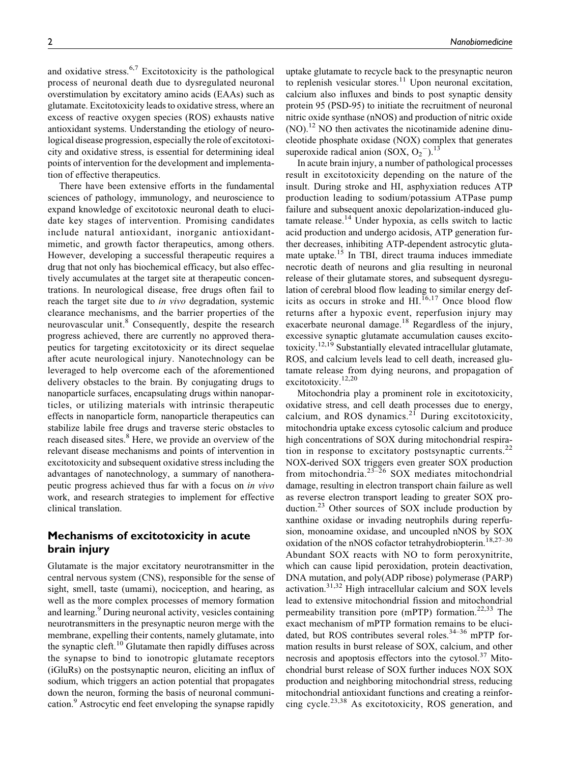and oxidative stress.[6,7] Excitotoxicity is the pathological process of neuronal death due to dysregulated neuronal overstimulation by excitatory amino acids (EAAs) such as glutamate. Excitotoxicity leads to oxidative stress, where an excess of reactive oxygen species (ROS) exhausts native antioxidant systems. Understanding the etiology of neurological disease progression, especially the role of excitotoxicity and oxidative stress, is essential for determining ideal points of intervention for the development and implementation of effective therapeutics.

There have been extensive efforts in the fundamental sciences of pathology, immunology, and neuroscience to expand knowledge of excitotoxic neuronal death to elucidate key stages of intervention. Promising candidates include natural antioxidant, inorganic antioxidant-mimetic, and growth factor therapeutics, among others. However, developing a successful therapeutic requires a drug that not only has biochemical efficacy, but also effectively accumulates at the target site at therapeutic concentrations. In neurological disease, free drugs often fail to reach the target site due to *in vivo* degradation, systemic clearance mechanisms, and the barrier properties of the neurovascular unit.[8] Consequently, despite the research progress achieved, there are currently no approved therapeutics for targeting excitotoxicity or its direct sequelae after acute neurological injury. Nanotechnology can be leveraged to help overcome each of the aforementioned delivery obstacles to the brain. By conjugating drugs to nanoparticle surfaces, encapsulating drugs within nanoparticles, or utilizing materials with intrinsic therapeutic effects in nanoparticle form, nanoparticle therapeutics can stabilize labile free drugs and traverse steric obstacles to reach diseased sites.[8] Here, we provide an overview of the relevant disease mechanisms and points of intervention in excitotoxicity and subsequent oxidative stress including the advantages of nanotechnology, a summary of nanotherapeutic progress achieved thus far with a focus on *in vivo* work, and research strategies to implement for effective clinical translation.

## Mechanisms of excitotoxicity in acute brain injury

Glutamate is the major excitatory neurotransmitter in the central nervous system (CNS), responsible for the sense of sight, smell, taste (umami), nociception, and hearing, as well as the more complex processes of memory formation and learning.[9] During neuronal activity, vesicles containing neurotransmitters in the presynaptic neuron merge with the membrane, expelling their contents, namely glutamate, into the synaptic cleft.[10] Glutamate then rapidly diffuses across the synapse to bind to ionotropic glutamate receptors (iGluRs) on the postsynaptic neuron, eliciting an influx of sodium, which triggers an action potential that propagates down the neuron, forming the basis of neuronal communication.[9] Astrocytic end feet enveloping the synapse rapidly uptake glutamate to recycle back to the presynaptic neuron to replenish vesicular stores.[11] Upon neuronal excitation, calcium also influxes and binds to post synaptic density protein 95 (PSD-95) to initiate the recruitment of neuronal nitric oxide synthase (nNOS) and production of nitric oxide (NO).[12] NO then activates the nicotinamide adenine dinucleotide phosphate oxidase (NOX) complex that generates superoxide radical anion (SOX, $O_2^-$).[13]

In acute brain injury, a number of pathological processes result in excitotoxicity depending on the nature of the insult. During stroke and HI, asphyxiation reduces ATP production leading to sodium/potassium ATPase pump failure and subsequent anoxic depolarization-induced glutamate release.[14] Under hypoxia, as cells switch to lactic acid production and undergo acidosis, ATP generation further decreases, inhibiting ATP-dependent astrocytic glutamate uptake.[15] In TBI, direct trauma induces immediate necrotic death of neurons and glia resulting in neuronal release of their glutamate stores, and subsequent dysregulation of cerebral blood flow leading to similar energy deficits as occurs in stroke and HI.[16,17] Once blood flow returns after a hypoxic event, reperfusion injury may exacerbate neuronal damage.[18] Regardless of the injury, excessive synaptic glutamate accumulation causes excitotoxicity.[12,19] Substantially elevated intracellular glutamate, ROS, and calcium levels lead to cell death, increased glutamate release from dying neurons, and propagation of excitotoxicity.[12,20]

Mitochondria play a prominent role in excitotoxicity, oxidative stress, and cell death processes due to energy, calcium, and ROS dynamics.[21] During excitotoxicity, mitochondria uptake excess cytosolic calcium and produce high concentrations of SOX during mitochondrial respiration in response to excitatory postsynaptic currents.[22] NOX-derived SOX triggers even greater SOX production from mitochondria.[23–26] SOX mediates mitochondrial damage, resulting in electron transport chain failure as well as reverse electron transport leading to greater SOX production.[23] Other sources of SOX include production by xanthine oxidase or invading neutrophils during reperfusion, monoamine oxidase, and uncoupled nNOS by SOX oxidation of the nNOS cofactor tetrahydrobiopterin.[18,27–30] Abundant SOX reacts with NO to form peroxynitrite, which can cause lipid peroxidation, protein deactivation, DNA mutation, and poly(ADP ribose) polymerase (PARP) activation.[31,32] High intracellular calcium and SOX levels lead to extensive mitochondrial fission and mitochondrial permeability transition pore (mPTP) formation.[22,33] The exact mechanism of mPTP formation remains to be elucidated, but ROS contributes several roles.[34–36] mPTP formation results in burst release of SOX, calcium, and other necrosis and apoptosis effectors into the cytosol.[37] Mitochondrial burst release of SOX further induces NOX SOX production and neighboring mitochondrial stress, reducing mitochondrial antioxidant functions and creating a reinforcing cycle.[23,38] As excitotoxicity, ROS generation, and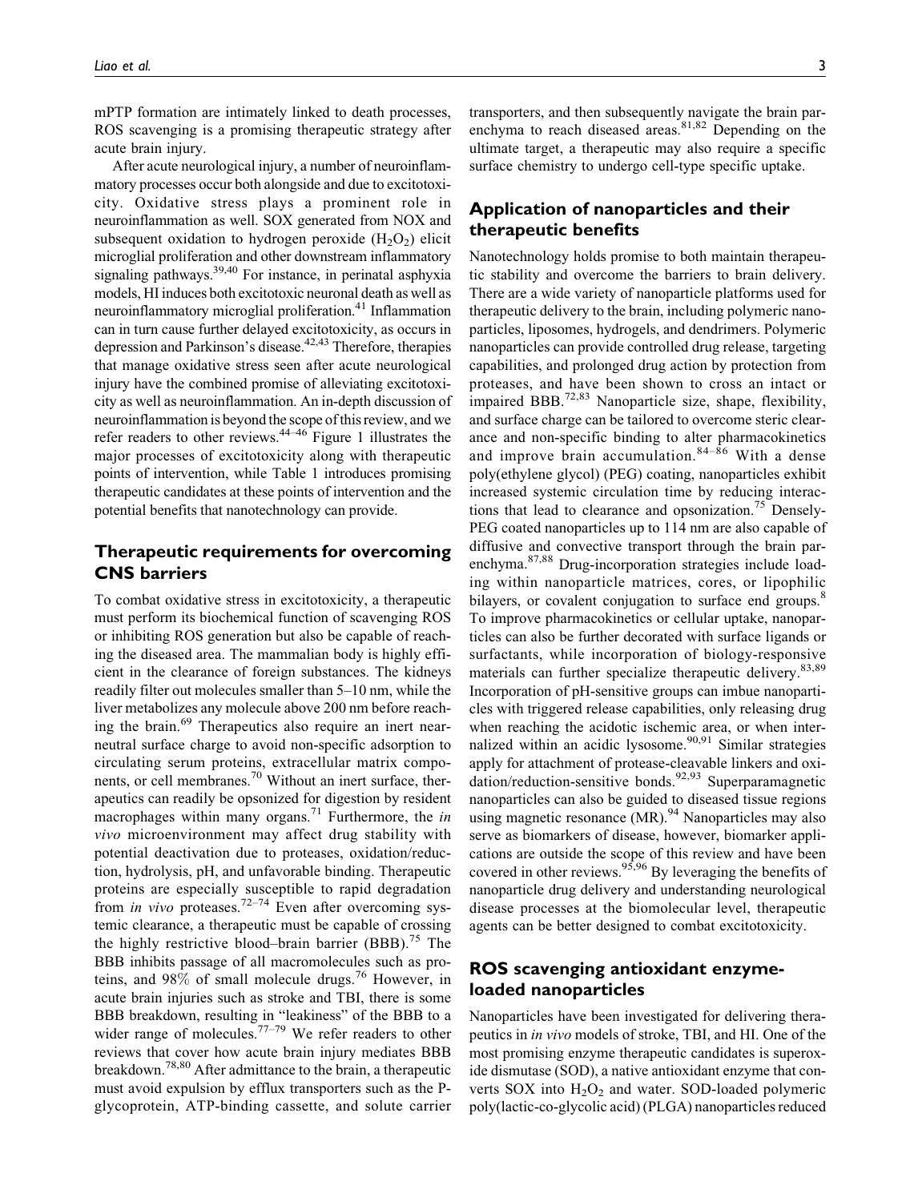mPTP formation are intimately linked to death processes, ROS scavenging is a promising therapeutic strategy after acute brain injury.

After acute neurological injury, a number of neuroinflammatory processes occur both alongside and due to excitotoxicity. Oxidative stress plays a prominent role in neuroinflammation as well. SOX generated from NOX and subsequent oxidation to hydrogen peroxide ($H_2O_2$) elicit microglial proliferation and other downstream inflammatory signaling pathways.[39,40] For instance, in perinatal asphyxia models, HI induces both excitotoxic neuronal death as well as neuroinflammatory microglial proliferation.[41] Inflammation can in turn cause further delayed excitotoxicity, as occurs in depression and Parkinson's disease.[42,43] Therefore, therapies that manage oxidative stress seen after acute neurological injury have the combined promise of alleviating excitotoxicity as well as neuroinflammation. An in-depth discussion of neuroinflammation is beyond the scope of this review, and we refer readers to other reviews.[44–46] Figure 1 illustrates the major processes of excitotoxicity along with therapeutic points of intervention, while Table 1 introduces promising therapeutic candidates at these points of intervention and the potential benefits that nanotechnology can provide.

## Therapeutic requirements for overcoming CNS barriers

To combat oxidative stress in excitotoxicity, a therapeutic must perform its biochemical function of scavenging ROS or inhibiting ROS generation but also be capable of reaching the diseased area. The mammalian body is highly efficient in the clearance of foreign substances. The kidneys readily filter out molecules smaller than 5–10 nm, while the liver metabolizes any molecule above 200 nm before reaching the brain.[69] Therapeutics also require an inert near-neutral surface charge to avoid non-specific adsorption to circulating serum proteins, extracellular matrix components, or cell membranes.[70] Without an inert surface, therapeutics can readily be opsonized for digestion by resident macrophages within many organs.[71] Furthermore, the *in vivo* microenvironment may affect drug stability with potential deactivation due to proteases, oxidation/reduction, hydrolysis, pH, and unfavorable binding. Therapeutic proteins are especially susceptible to rapid degradation from *in vivo* proteases.[72–74] Even after overcoming systemic clearance, a therapeutic must be capable of crossing the highly restrictive blood–brain barrier (BBB).[75] The BBB inhibits passage of all macromolecules such as proteins, and 98% of small molecule drugs.[76] However, in acute brain injuries such as stroke and TBI, there is some BBB breakdown, resulting in "leakiness" of the BBB to a wider range of molecules.[77–79] We refer readers to other reviews that cover how acute brain injury mediates BBB breakdown.[78,80] After admittance to the brain, a therapeutic must avoid expulsion by efflux transporters such as the P-glycoprotein, ATP-binding cassette, and solute carrier transporters, and then subsequently navigate the brain parenchyma to reach diseased areas.[81,82] Depending on the ultimate target, a therapeutic may also require a specific surface chemistry to undergo cell-type specific uptake.

## Application of nanoparticles and their therapeutic benefits

Nanotechnology holds promise to both maintain therapeutic stability and overcome the barriers to brain delivery. There are a wide variety of nanoparticle platforms used for therapeutic delivery to the brain, including polymeric nanoparticles, liposomes, hydrogels, and dendrimers. Polymeric nanoparticles can provide controlled drug release, targeting capabilities, and prolonged drug action by protection from proteases, and have been shown to cross an intact or impaired BBB.[72,83] Nanoparticle size, shape, flexibility, and surface charge can be tailored to overcome steric clearance and non-specific binding to alter pharmacokinetics and improve brain accumulation.[84–86] With a dense poly(ethylene glycol) (PEG) coating, nanoparticles exhibit increased systemic circulation time by reducing interactions that lead to clearance and opsonization.[75] Densely-PEG coated nanoparticles up to 114 nm are also capable of diffusive and convective transport through the brain parenchyma.[87,88] Drug-incorporation strategies include loading within nanoparticle matrices, cores, or lipophilic bilayers, or covalent conjugation to surface end groups.[8] To improve pharmacokinetics or cellular uptake, nanoparticles can also be further decorated with surface ligands or surfactants, while incorporation of biology-responsive materials can further specialize therapeutic delivery.[83,89] Incorporation of pH-sensitive groups can imbue nanoparticles with triggered release capabilities, only releasing drug when reaching the acidotic ischemic area, or when internalized within an acidic lysosome.[90,91] Similar strategies apply for attachment of protease-cleavable linkers and oxidation/reduction-sensitive bonds.[92,93] Superparamagnetic nanoparticles can also be guided to diseased tissue regions using magnetic resonance (MR).[94] Nanoparticles may also serve as biomarkers of disease, however, biomarker applications are outside the scope of this review and have been covered in other reviews.[95,96] By leveraging the benefits of nanoparticle drug delivery and understanding neurological disease processes at the biomolecular level, therapeutic agents can be better designed to combat excitotoxicity.

## ROS scavenging antioxidant enzyme-loaded nanoparticles

Nanoparticles have been investigated for delivering therapeutics in *in vivo* models of stroke, TBI, and HI. One of the most promising enzyme therapeutic candidates is superoxide dismutase (SOD), a native antioxidant enzyme that converts SOX into $H_2O_2$ and water. SOD-loaded polymeric poly(lactic-co-glycolic acid) (PLGA) nanoparticles reduced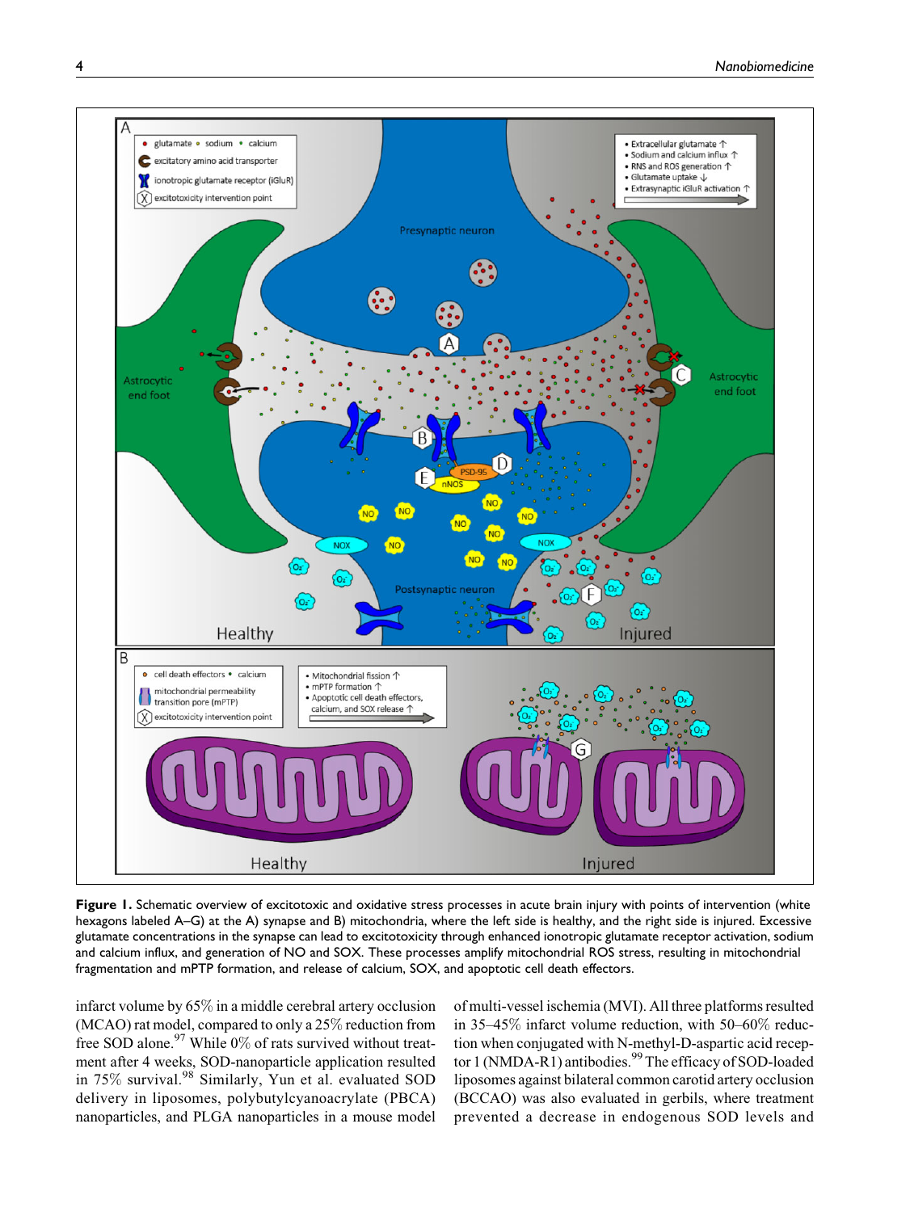**Figure 1.** Schematic overview of excitotoxic and oxidative stress processes in acute brain injury with points of intervention (white hexagons labeled A–G) at the A) synapse and B) mitochondria, where the left side is healthy, and the right side is injured. Excessive glutamate concentrations in the synapse can lead to excitotoxicity through enhanced ionotropic glutamate receptor activation, sodium and calcium influx, and generation of NO and SOX. These processes amplify mitochondrial ROS stress, resulting in mitochondrial fragmentation and mPTP formation, and release of calcium, SOX, and apoptotic cell death effectors.

infarct volume by 65% in a middle cerebral artery occlusion (MCAO) rat model, compared to only a 25% reduction from free SOD alone.[97] While 0% of rats survived without treatment after 4 weeks, SOD-nanoparticle application resulted in 75% survival.[98] Similarly, Yun et al. evaluated SOD delivery in liposomes, polybutylcyanoacrylate (PBCA) nanoparticles, and PLGA nanoparticles in a mouse model of multi-vessel ischemia (MVI). All three platforms resulted in 35–45% infarct volume reduction, with 50–60% reduction when conjugated with N-methyl-D-aspartic acid receptor 1 (NMDA-R1) antibodies.[99] The efficacy of SOD-loaded liposomes against bilateral common carotid artery occlusion (BCCAO) was also evaluated in gerbils, where treatment prevented a decrease in endogenous SOD levels and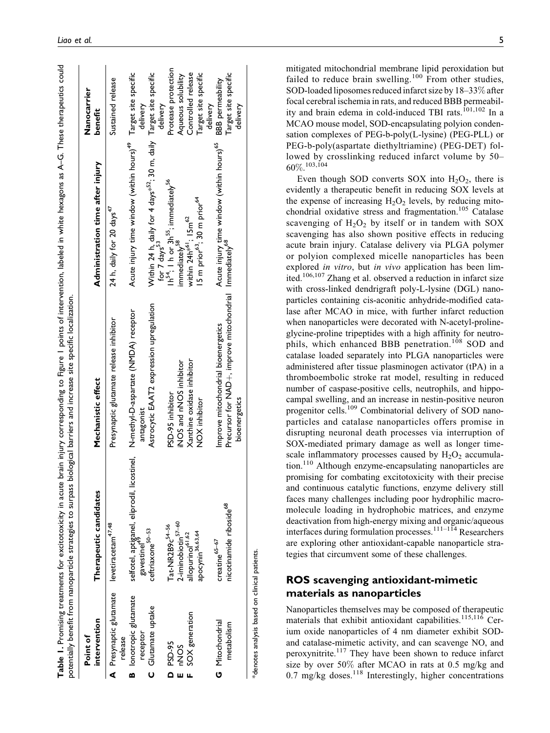**Table 1.** Promising treatments for excitotoxicity in acute brain injury corresponding to Figure 1 points of intervention, labeled in white hexagons as A–G. These therapeutics could potentially benefit from nanoparticle strategies to surpass biological barriers and increase site specific localization.

| Point of intervention | Therapeutic candidates | Mechanistic effect | Administration time after injury | Nanocarrier benefit |
|---|---|---|---|---|
| **A** Presynaptic glutamate release | levetiracetam[47,48] | Presynaptic glutamate release inhibitor | 24 h, daily for 20 days[47] | Sustained release |
| **B** Ionotropic glutamate receptor | selfotel, aptiganel, eliprodil, licostinel, gavestinel[49] | N-methyl-D-aspartate (NMDA) receptor antagonist | Acute injury time window (within hours)[49] | Target site specific delivery |
| **C** Glutamate uptake | ceftriaxone[50–53] | Astrocytic EAAT2 expression upregulation | Within 24 h, daily for 4 days*[52]; 30 m, daily for 7 days[53] | Target site specific delivery |
| **D** PSD-95 | Tat-NR2B9c[54–56] | PSD-95 inhibitor | 1h[54]; 1 h or 3h[55]; immediately[56] | Protease protection |
| **E** nNOS | 2-iminobiotin[57–60] | iNOS and nNOS inhibitor | immediately[58] | Aqueous solubility |
| **F** SOX generation | allopurinol[61,62] | Xanthine oxidase inhibitor | within 24h*[61]; 15m[62] | Controlled release |
| | apocynin[36,63,64] | NOX inhibitor | 15 m prior[63]; 30 m prior[64] | Target site specific delivery |
| **G** Mitochondrial metabolism | creatine[65–67] | Improve mitochondrial bioenergetics | Acute injury time window (within hours)[65] | BBB permeability |
| | nicotinamide riboside[68] | Precursor for NAD+, improve mitochondrial bioenergetics | Immediately[68] | Target site specific delivery |

*denotes analysis based on clinical patients.

mitigated mitochondrial membrane lipid peroxidation but failed to reduce brain swelling.[100] From other studies, SOD-loaded liposomes reduced infarct size by 18–33% after focal cerebral ischemia in rats, and reduced BBB permeability and brain edema in cold-induced TBI rats.[101,102] In a MCAO mouse model, SOD-encapsulating polyion condensation complexes of PEG-b-poly(L-lysine) (PEG-PLL) or PEG-b-poly(aspartate diethyltriamine) (PEG-DET) followed by crosslinking reduced infarct volume by 50–60%.[103,104]

Even though SOD converts SOX into $H_2O_2$, there is evidently a therapeutic benefit in reducing SOX levels at the expense of increasing $H_2O_2$ levels, by reducing mitochondrial oxidative stress and fragmentation.[105] Catalase scavenging of $H_2O_2$ by itself or in tandem with SOX scavenging has also shown positive effects in reducing acute brain injury. Catalase delivery via PLGA polymer or polyion complexed micelle nanoparticles has been explored *in vitro*, but *in vivo* application has been limited.[106,107] Zhang et al. observed a reduction in infarct size with cross-linked dendrigraft poly-L-lysine (DGL) nanoparticles containing cis-aconitic anhydride-modified catalase after MCAO in mice, with further infarct reduction when nanoparticles were decorated with N-acetyl-proline-glycine-proline tripeptides with a high affinity for neutrophils, which enhanced BBB penetration.[108] SOD and catalase loaded separately into PLGA nanoparticles were administered after tissue plasminogen activator (tPA) in a thromboembolic stroke rat model, resulting in reduced number of caspase-positive cells, neutrophils, and hippocampal swelling, and an increase in nestin-positive neuron progenitor cells.[109] Combinatorial delivery of SOD nanoparticles and catalase nanoparticles offers promise in disrupting neuronal death processes via interruption of SOX-mediated primary damage as well as longer timescale inflammatory processes caused by $H_2O_2$ accumulation.[110] Although enzyme-encapsulating nanoparticles are promising for combating excitotoxicity with their precise and continuous catalytic functions, enzyme delivery still faces many challenges including poor hydrophilic macromolecule loading in hydrophobic matrices, and enzyme deactivation from high-energy mixing and organic/aqueous interfaces during formulation processes.[111–114] Researchers are exploring other antioxidant-capable nanoparticle strategies that circumvent some of these challenges.

## ROS scavenging antioxidant-mimetic materials as nanoparticles

Nanoparticles themselves may be composed of therapeutic materials that exhibit antioxidant capabilities.[115,116] Cerium oxide nanoparticles of 4 nm diameter exhibit SOD- and catalase-mimetic activity, and can scavenge NO, and peroxynitrite.[117] They have been shown to reduce infarct size by over 50% after MCAO in rats at 0.5 mg/kg and 0.7 mg/kg doses.[118] Interestingly, higher concentrations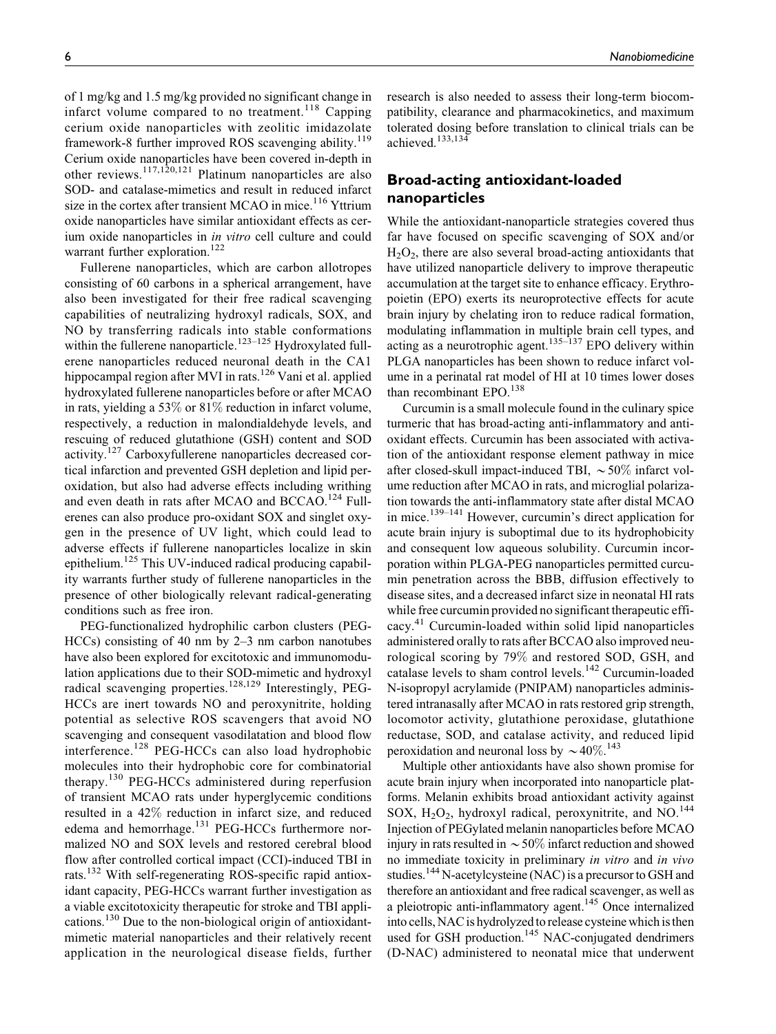of 1 mg/kg and 1.5 mg/kg provided no significant change in infarct volume compared to no treatment.[118] Capping cerium oxide nanoparticles with zeolitic imidazolate framework-8 further improved ROS scavenging ability.[119] Cerium oxide nanoparticles have been covered in-depth in other reviews.[117,120,121] Platinum nanoparticles are also SOD- and catalase-mimetics and result in reduced infarct size in the cortex after transient MCAO in mice.[116] Yttrium oxide nanoparticles have similar antioxidant effects as cerium oxide nanoparticles in *in vitro* cell culture and could warrant further exploration.[122]

Fullerene nanoparticles, which are carbon allotropes consisting of 60 carbons in a spherical arrangement, have also been investigated for their free radical scavenging capabilities of neutralizing hydroxyl radicals, SOX, and NO by transferring radicals into stable conformations within the fullerene nanoparticle.[123–125] Hydroxylated fullerene nanoparticles reduced neuronal death in the CA1 hippocampal region after MVI in rats.[126] Vani et al. applied hydroxylated fullerene nanoparticles before or after MCAO in rats, yielding a 53% or 81% reduction in infarct volume, respectively, a reduction in malondialdehyde levels, and rescuing of reduced glutathione (GSH) content and SOD activity.[127] Carboxyfullerene nanoparticles decreased cortical infarction and prevented GSH depletion and lipid peroxidation, but also had adverse effects including writhing and even death in rats after MCAO and BCCAO.[124] Fullerenes can also produce pro-oxidant SOX and singlet oxygen in the presence of UV light, which could lead to adverse effects if fullerene nanoparticles localize in skin epithelium.[125] This UV-induced radical producing capability warrants further study of fullerene nanoparticles in the presence of other biologically relevant radical-generating conditions such as free iron.

PEG-functionalized hydrophilic carbon clusters (PEG-HCCs) consisting of 40 nm by 2–3 nm carbon nanotubes have also been explored for excitotoxic and immunomodulation applications due to their SOD-mimetic and hydroxyl radical scavenging properties.[128,129] Interestingly, PEG-HCCs are inert towards NO and peroxynitrite, holding potential as selective ROS scavengers that avoid NO scavenging and consequent vasodilatation and blood flow interference.[128] PEG-HCCs can also load hydrophobic molecules into their hydrophobic core for combinatorial therapy.[130] PEG-HCCs administered during reperfusion of transient MCAO rats under hyperglycemic conditions resulted in a 42% reduction in infarct size, and reduced edema and hemorrhage.[131] PEG-HCCs furthermore normalized NO and SOX levels and restored cerebral blood flow after controlled cortical impact (CCI)-induced TBI in rats.[132] With self-regenerating ROS-specific rapid antioxidant capacity, PEG-HCCs warrant further investigation as a viable excitotoxicity therapeutic for stroke and TBI applications.[130] Due to the non-biological origin of antioxidant-mimetic material nanoparticles and their relatively recent application in the neurological disease fields, further research is also needed to assess their long-term biocompatibility, clearance and pharmacokinetics, and maximum tolerated dosing before translation to clinical trials can be achieved.[133,134]

## Broad-acting antioxidant-loaded nanoparticles

While the antioxidant-nanoparticle strategies covered thus far have focused on specific scavenging of SOX and/or $H_2O_2$, there are also several broad-acting antioxidants that have utilized nanoparticle delivery to improve therapeutic accumulation at the target site to enhance efficacy. Erythropoietin (EPO) exerts its neuroprotective effects for acute brain injury by chelating iron to reduce radical formation, modulating inflammation in multiple brain cell types, and acting as a neurotrophic agent.[135–137] EPO delivery within PLGA nanoparticles has been shown to reduce infarct volume in a perinatal rat model of HI at 10 times lower doses than recombinant EPO.[138]

Curcumin is a small molecule found in the culinary spice turmeric that has broad-acting anti-inflammatory and antioxidant effects. Curcumin has been associated with activation of the antioxidant response element pathway in mice after closed-skull impact-induced TBI, $\sim$50% infarct volume reduction after MCAO in rats, and microglial polarization towards the anti-inflammatory state after distal MCAO in mice.[139–141] However, curcumin's direct application for acute brain injury is suboptimal due to its hydrophobicity and consequent low aqueous solubility. Curcumin incorporation within PLGA-PEG nanoparticles permitted curcumin penetration across the BBB, diffusion effectively to disease sites, and a decreased infarct size in neonatal HI rats while free curcumin provided no significant therapeutic efficacy.[41] Curcumin-loaded within solid lipid nanoparticles administered orally to rats after BCCAO also improved neurological scoring by 79% and restored SOD, GSH, and catalase levels to sham control levels.[142] Curcumin-loaded N-isopropyl acrylamide (PNIPAM) nanoparticles administered intranasally after MCAO in rats restored grip strength, locomotor activity, glutathione peroxidase, glutathione reductase, SOD, and catalase activity, and reduced lipid peroxidation and neuronal loss by $\sim$40%.[143]

Multiple other antioxidants have also shown promise for acute brain injury when incorporated into nanoparticle platforms. Melanin exhibits broad antioxidant activity against SOX, $H_2O_2$, hydroxyl radical, peroxynitrite, and NO.[144] Injection of PEGylated melanin nanoparticles before MCAO injury in rats resulted in $\sim$50% infarct reduction and showed no immediate toxicity in preliminary *in vitro* and *in vivo* studies.[144] N-acetylcysteine (NAC) is a precursor to GSH and therefore an antioxidant and free radical scavenger, as well as a pleiotropic anti-inflammatory agent.[145] Once internalized into cells, NAC is hydrolyzed to release cysteine which is then used for GSH production.[145] NAC-conjugated dendrimers (D-NAC) administered to neonatal mice that underwent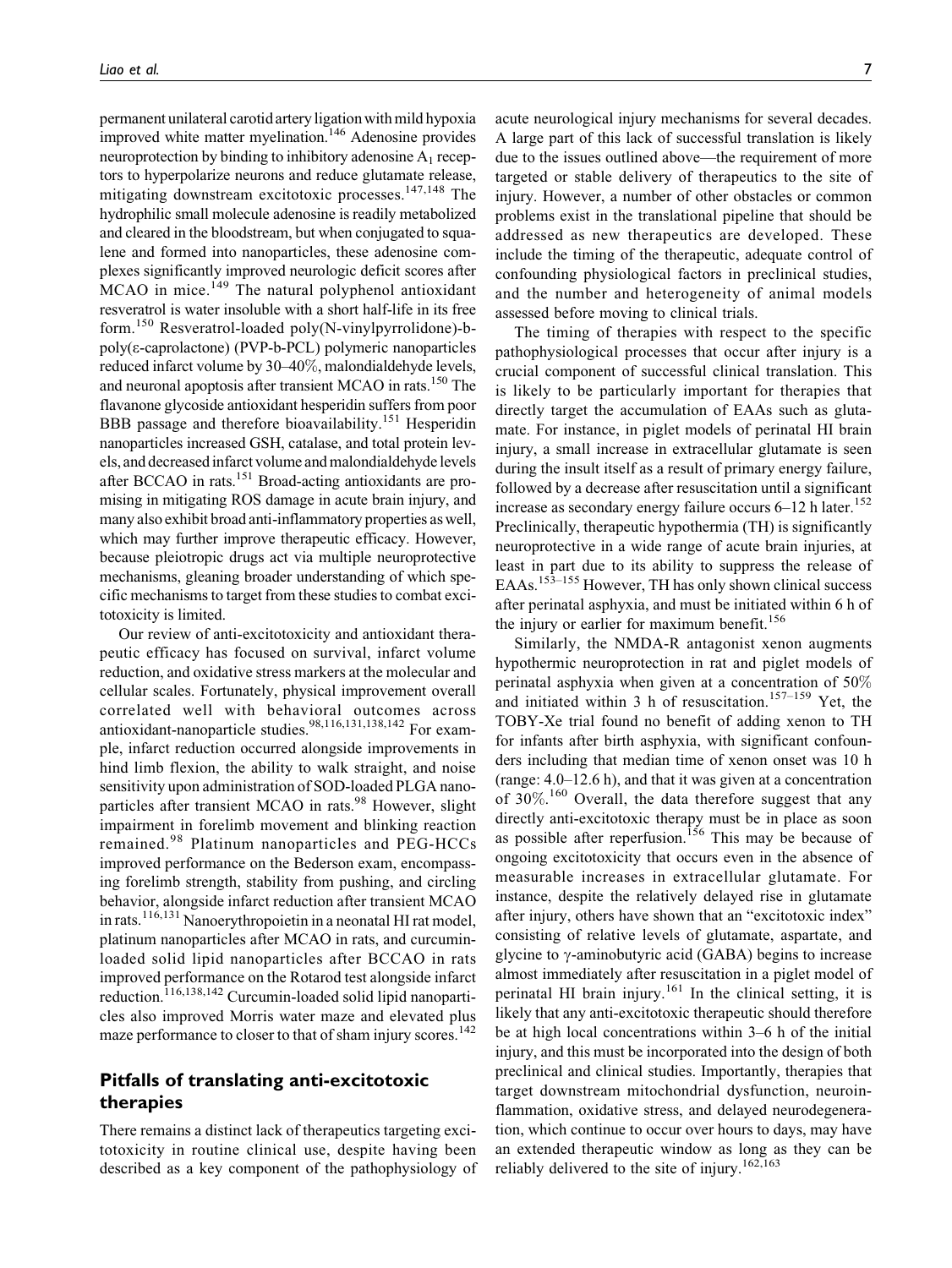permanent unilateral carotid artery ligation with mild hypoxia improved white matter myelination.[146] Adenosine provides neuroprotection by binding to inhibitory adenosine $A_1$ receptors to hyperpolarize neurons and reduce glutamate release, mitigating downstream excitotoxic processes.[147,148] The hydrophilic small molecule adenosine is readily metabolized and cleared in the bloodstream, but when conjugated to squalene and formed into nanoparticles, these adenosine complexes significantly improved neurologic deficit scores after MCAO in mice.[149] The natural polyphenol antioxidant resveratrol is water insoluble with a short half-life in its free form.[150] Resveratrol-loaded poly(N-vinylpyrrolidone)-b-poly(ε-caprolactone) (PVP-b-PCL) polymeric nanoparticles reduced infarct volume by 30–40%, malondialdehyde levels, and neuronal apoptosis after transient MCAO in rats.[150] The flavanone glycoside antioxidant hesperidin suffers from poor BBB passage and therefore bioavailability.[151] Hesperidin nanoparticles increased GSH, catalase, and total protein levels, and decreased infarct volume and malondialdehyde levels after BCCAO in rats.[151] Broad-acting antioxidants are promising in mitigating ROS damage in acute brain injury, and many also exhibit broad anti-inflammatory properties as well, which may further improve therapeutic efficacy. However, because pleiotropic drugs act via multiple neuroprotective mechanisms, gleaning broader understanding of which specific mechanisms to target from these studies to combat excitotoxicity is limited.

Our review of anti-excitotoxicity and antioxidant therapeutic efficacy has focused on survival, infarct volume reduction, and oxidative stress markers at the molecular and cellular scales. Fortunately, physical improvement overall correlated well with behavioral outcomes across antioxidant-nanoparticle studies.[98,116,131,138,142] For example, infarct reduction occurred alongside improvements in hind limb flexion, the ability to walk straight, and noise sensitivity upon administration of SOD-loaded PLGA nanoparticles after transient MCAO in rats.[98] However, slight impairment in forelimb movement and blinking reaction remained.[98] Platinum nanoparticles and PEG-HCCs improved performance on the Bederson exam, encompassing forelimb strength, stability from pushing, and circling behavior, alongside infarct reduction after transient MCAO in rats.[116,131] Nanoerythropoietin in a neonatal HI rat model, platinum nanoparticles after MCAO in rats, and curcumin-loaded solid lipid nanoparticles after BCCAO in rats improved performance on the Rotarod test alongside infarct reduction.[116,138,142] Curcumin-loaded solid lipid nanoparticles also improved Morris water maze and elevated plus maze performance to closer to that of sham injury scores.[142]

## Pitfalls of translating anti-excitotoxic therapies

There remains a distinct lack of therapeutics targeting excitotoxicity in routine clinical use, despite having been described as a key component of the pathophysiology of acute neurological injury mechanisms for several decades. A large part of this lack of successful translation is likely due to the issues outlined above—the requirement of more targeted or stable delivery of therapeutics to the site of injury. However, a number of other obstacles or common problems exist in the translational pipeline that should be addressed as new therapeutics are developed. These include the timing of the therapeutic, adequate control of confounding physiological factors in preclinical studies, and the number and heterogeneity of animal models assessed before moving to clinical trials.

The timing of therapies with respect to the specific pathophysiological processes that occur after injury is a crucial component of successful clinical translation. This is likely to be particularly important for therapies that directly target the accumulation of EAAs such as glutamate. For instance, in piglet models of perinatal HI brain injury, a small increase in extracellular glutamate is seen during the insult itself as a result of primary energy failure, followed by a decrease after resuscitation until a significant increase as secondary energy failure occurs 6–12 h later.[152] Preclinically, therapeutic hypothermia (TH) is significantly neuroprotective in a wide range of acute brain injuries, at least in part due to its ability to suppress the release of EAAs.[153–155] However, TH has only shown clinical success after perinatal asphyxia, and must be initiated within 6 h of the injury or earlier for maximum benefit.[156]

Similarly, the NMDA-R antagonist xenon augments hypothermic neuroprotection in rat and piglet models of perinatal asphyxia when given at a concentration of 50% and initiated within 3 h of resuscitation.[157–159] Yet, the TOBY-Xe trial found no benefit of adding xenon to TH for infants after birth asphyxia, with significant confounders including that median time of xenon onset was 10 h (range: 4.0–12.6 h), and that it was given at a concentration of 30%.[160] Overall, the data therefore suggest that any directly anti-excitotoxic therapy must be in place as soon as possible after reperfusion.[156] This may be because of ongoing excitotoxicity that occurs even in the absence of measurable increases in extracellular glutamate. For instance, despite the relatively delayed rise in glutamate after injury, others have shown that an "excitotoxic index" consisting of relative levels of glutamate, aspartate, and glycine to γ-aminobutyric acid (GABA) begins to increase almost immediately after resuscitation in a piglet model of perinatal HI brain injury.[161] In the clinical setting, it is likely that any anti-excitotoxic therapeutic should therefore be at high local concentrations within 3–6 h of the initial injury, and this must be incorporated into the design of both preclinical and clinical studies. Importantly, therapies that target downstream mitochondrial dysfunction, neuroinflammation, oxidative stress, and delayed neurodegeneration, which continue to occur over hours to days, may have an extended therapeutic window as long as they can be reliably delivered to the site of injury.[162,163]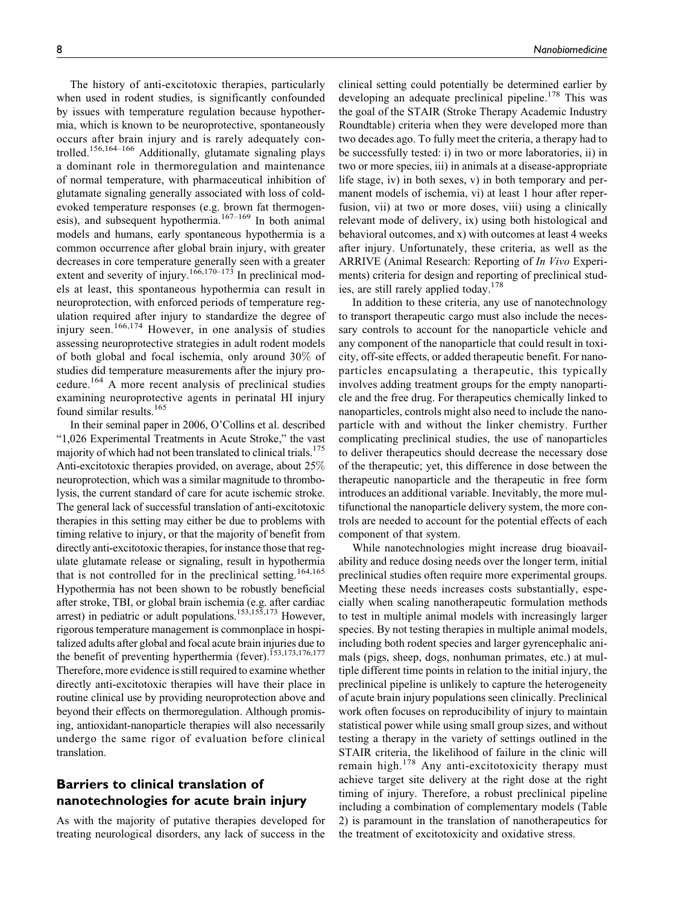The history of anti-excitotoxic therapies, particularly when used in rodent studies, is significantly confounded by issues with temperature regulation because hypothermia, which is known to be neuroprotective, spontaneously occurs after brain injury and is rarely adequately controlled.[156,164–166] Additionally, glutamate signaling plays a dominant role in thermoregulation and maintenance of normal temperature, with pharmaceutical inhibition of glutamate signaling generally associated with loss of cold-evoked temperature responses (e.g. brown fat thermogenesis), and subsequent hypothermia.[167–169] In both animal models and humans, early spontaneous hypothermia is a common occurrence after global brain injury, with greater decreases in core temperature generally seen with a greater extent and severity of injury.[166,170–173] In preclinical models at least, this spontaneous hypothermia can result in neuroprotection, with enforced periods of temperature regulation required after injury to standardize the degree of injury seen.[166,174] However, in one analysis of studies assessing neuroprotective strategies in adult rodent models of both global and focal ischemia, only around 30% of studies did temperature measurements after the injury procedure.[164] A more recent analysis of preclinical studies examining neuroprotective agents in perinatal HI injury found similar results.[165]

In their seminal paper in 2006, O'Collins et al. described "1,026 Experimental Treatments in Acute Stroke," the vast majority of which had not been translated to clinical trials.[175] Anti-excitotoxic therapies provided, on average, about 25% neuroprotection, which was a similar magnitude to thrombolysis, the current standard of care for acute ischemic stroke. The general lack of successful translation of anti-excitotoxic therapies in this setting may either be due to problems with timing relative to injury, or that the majority of benefit from directly anti-excitotoxic therapies, for instance those that regulate glutamate release or signaling, result in hypothermia that is not controlled for in the preclinical setting.[164,165] Hypothermia has not been shown to be robustly beneficial after stroke, TBI, or global brain ischemia (e.g. after cardiac arrest) in pediatric or adult populations.[153,155,173] However, rigorous temperature management is commonplace in hospitalized adults after global and focal acute brain injuries due to the benefit of preventing hyperthermia (fever).[153,173,176,177] Therefore, more evidence is still required to examine whether directly anti-excitotoxic therapies will have their place in routine clinical use by providing neuroprotection above and beyond their effects on thermoregulation. Although promising, antioxidant-nanoparticle therapies will also necessarily undergo the same rigor of evaluation before clinical translation.

## Barriers to clinical translation of nanotechnologies for acute brain injury

As with the majority of putative therapies developed for treating neurological disorders, any lack of success in the clinical setting could potentially be determined earlier by developing an adequate preclinical pipeline.[178] This was the goal of the STAIR (Stroke Therapy Academic Industry Roundtable) criteria when they were developed more than two decades ago. To fully meet the criteria, a therapy had to be successfully tested: i) in two or more laboratories, ii) in two or more species, iii) in animals at a disease-appropriate life stage, iv) in both sexes, v) in both temporary and permanent models of ischemia, vi) at least 1 hour after reperfusion, vii) at two or more doses, viii) using a clinically relevant mode of delivery, ix) using both histological and behavioral outcomes, and x) with outcomes at least 4 weeks after injury. Unfortunately, these criteria, as well as the ARRIVE (Animal Research: Reporting of *In Vivo* Experiments) criteria for design and reporting of preclinical studies, are still rarely applied today.[178]

In addition to these criteria, any use of nanotechnology to transport therapeutic cargo must also include the necessary controls to account for the nanoparticle vehicle and any component of the nanoparticle that could result in toxicity, off-site effects, or added therapeutic benefit. For nanoparticles encapsulating a therapeutic, this typically involves adding treatment groups for the empty nanoparticle and the free drug. For therapeutics chemically linked to nanoparticles, controls might also need to include the nanoparticle with and without the linker chemistry. Further complicating preclinical studies, the use of nanoparticles to deliver therapeutics should decrease the necessary dose of the therapeutic; yet, this difference in dose between the therapeutic nanoparticle and the therapeutic in free form introduces an additional variable. Inevitably, the more multifunctional the nanoparticle delivery system, the more controls are needed to account for the potential effects of each component of that system.

While nanotechnologies might increase drug bioavailability and reduce dosing needs over the longer term, initial preclinical studies often require more experimental groups. Meeting these needs increases costs substantially, especially when scaling nanotherapeutic formulation methods to test in multiple animal models with increasingly larger species. By not testing therapies in multiple animal models, including both rodent species and larger gyrencephalic animals (pigs, sheep, dogs, nonhuman primates, etc.) at multiple different time points in relation to the initial injury, the preclinical pipeline is unlikely to capture the heterogeneity of acute brain injury populations seen clinically. Preclinical work often focuses on reproducibility of injury to maintain statistical power while using small group sizes, and without testing a therapy in the variety of settings outlined in the STAIR criteria, the likelihood of failure in the clinic will remain high.[178] Any anti-excitotoxicity therapy must achieve target site delivery at the right dose at the right timing of injury. Therefore, a robust preclinical pipeline including a combination of complementary models (Table 2) is paramount in the translation of nanotherapeutics for the treatment of excitotoxicity and oxidative stress.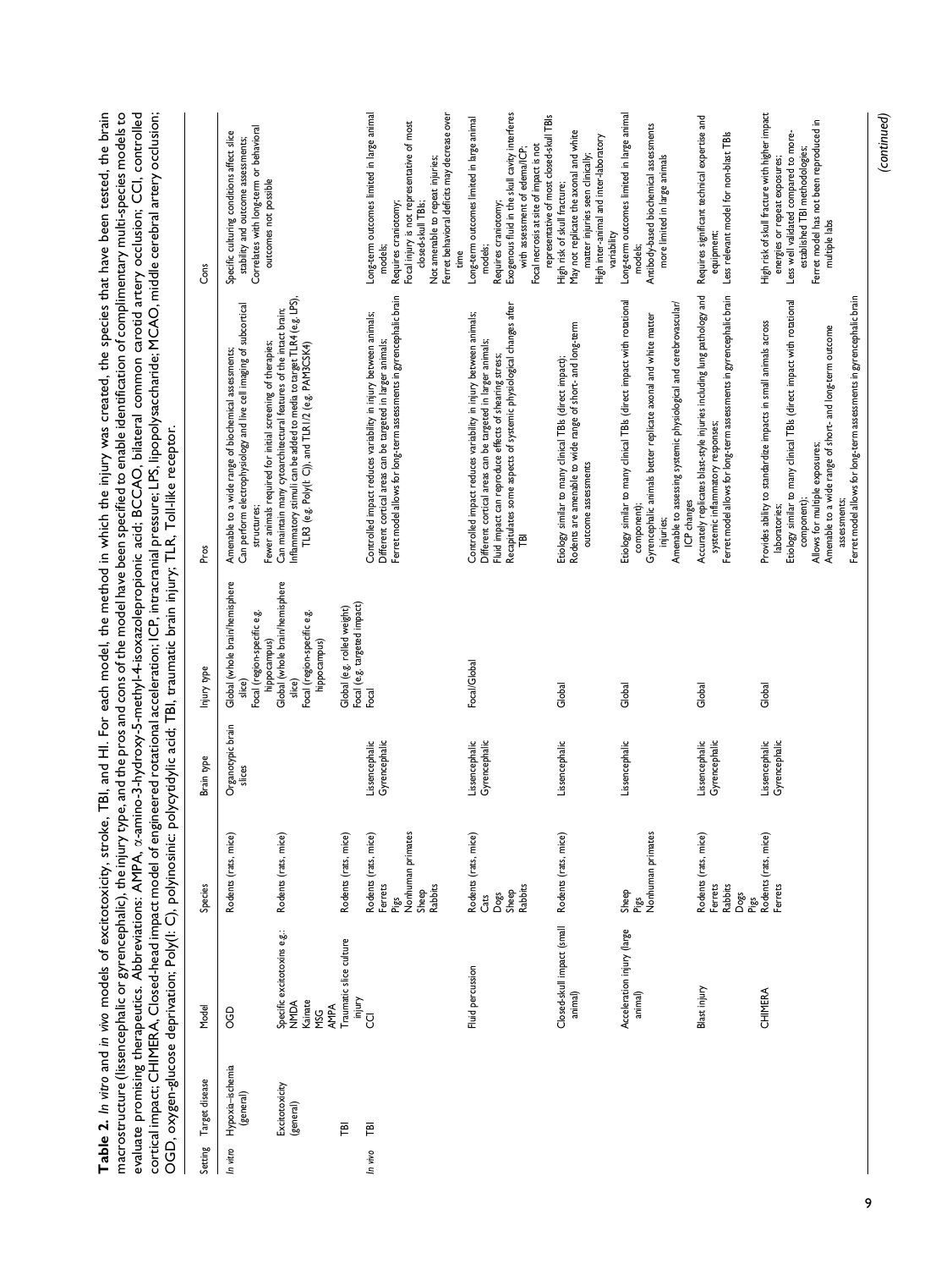**Table 2.** *In vitro* and *in vivo* models of excitotoxicity, stroke, TBI, and HI. For each model, the method in which the injury was created, the species that have been tested, the brain macrostructure (lissencephalic or gyrencephalic), the injury type, and the pros and cons of the model have been specified to enable identification of complimentary multi-species models to evaluate promising therapeutics. Abbreviations: AMPA, α-amino-3-hydroxy-5-methyl-4-isoxazolepropionic acid; BCCAO, bilateral common carotid artery occlusion; CCI, controlled cortical impact; CHIMERA, Closed-head impact model of engineered rotational acceleration; ICP, intracranial pressure; LPS, lipopolysaccharide; MCAO, middle cerebral artery occlusion; OGD, oxygen-glucose deprivation; Poly(I: C), polyinosinic: polycytidylic acid; TBI, traumatic brain injury; TLR, Toll-like receptor.

| Setting | Target disease | Model | Species | Brain type | Injury type | Pros | Cons |
|---|---|---|---|---|---|---|---|
| *In vitro* | Hypoxia–ischemia (general) | OGD | Rodents (rats, mice) | Organotypic brain slices | Global (whole brain/hemisphere slice)<br>Focal (region-specific e.g. hippocampus) | Amenable to a wide range of biochemical assessments;<br>Can perform electrophysiology and live cell imaging of subcortical structures;<br>Fewer animals required for initial screening of therapies;<br>Can maintain many cytoarchitectural features of the intact brain;<br>Inflammatory stimuli can be added to media to target TLR4 (e.g. LPS), TLR3 (e.g. Poly(I: C)), and TLR1/2 (e.g. PAM3CSK4) | Specific culturing conditions affect slice stability and outcome assessments;<br>Correlates with long-term or behavioral outcomes not possible |
| | Excitotoxicity (general) | Specific excitotoxins e.g.:<br>NMDA<br>Kainate<br>MSG<br>AMPA | Rodents (rats, mice) | | Global (whole brain/hemisphere slice)<br>Focal (region-specific e.g. hippocampus) | | |
| | TBI | Traumatic slice culture injury | Rodents (rats, mice) | | Global (e.g. rolled weight)<br>Focal (e.g. targeted impact) | | |
| *In vivo* | TBI | CCI | Rodents (rats, mice)<br>Ferrets<br>Pigs<br>Nonhuman primates<br>Sheep<br>Rabbits | Lissencephalic<br>Gyrencephalic | Focal | Controlled impact reduces variability in injury between animals;<br>Different cortical areas can be targeted in larger animals;<br>Ferret model allows for long-term assessments in gyrencephalic brain | Long-term outcomes limited in large animal models;<br>Requires craniotomy;<br>Focal injury is not representative of most closed-skull TBIs;<br>Not amenable to repeat injuries;<br>Ferret behavioral deficits may decrease over time |
| | | Fluid percussion | Rodents (rats, mice)<br>Cats<br>Dogs<br>Sheep<br>Rabbits | Lissencephalic<br>Gyrencephalic | Focal/Global | Controlled impact reduces variability in injury between animals;<br>Different cortical areas can be targeted in larger animals;<br>Fluid impact can reproduce effects of shearing stress;<br>Recapitulates some aspects of systemic physiological changes after TBI | Long-term outcomes limited in large animal models;<br>Requires craniotomy;<br>Exogenous fluid in the skull cavity interferes with assessment of edema/ICP;<br>Focal necrosis at site of impact is not representative of most closed-skull TBIs |
| | | Closed-skull impact (small animal) | Rodents (rats, mice) | Lissencephalic | Global | Etiology similar to many clinical TBIs (direct impact);<br>Rodents are amenable to wide range of short- and long-term outcome assessments | High risk of skull fracture;<br>May not replicate the axonal and white matter injuries seen clinically;<br>High inter-animal and inter-laboratory variability |
| | | Acceleration injury (large animal) | Sheep<br>Pigs<br>Nonhuman primates | Lissencephalic | Global | Etiology similar to many clinical TBIs (direct impact with rotational component);<br>Gyrencephalic animals better replicate axonal and white matter injuries;<br>Amenable to assessing systemic physiological and cerebrovascular/ICP changes | Long-term outcomes limited in large animal models;<br>Antibody-based biochemical assessments more limited in large animals |
| | | Blast injury | Rodents (rats, mice)<br>Ferrets<br>Rabbits<br>Dogs<br>Pigs | Lissencephalic<br>Gyrencephalic | Global | Accurately replicates blast-style injuries including lung pathology and systemic inflammatory responses;<br>Ferret model allows for long-term assessments in gyrencephalic brain | Requires significant technical expertise and equipment;<br>Less relevant model for non-blast TBIs |
| | | CHIMERA | Rodents (rats, mice)<br>Ferrets | Lissencephalic<br>Gyrencephalic | Global | Provides ability to standardize impacts in small animals across laboratories;<br>Etiology similar to many clinical TBIs (direct impact with rotational component);<br>Allows for multiple exposures;<br>Amenable to a wide range of short- and long-term outcome assessments;<br>Ferret model allows for long-term assessments in gyrencephalic brain | High risk of skull fracture with higher impact energies or repeat exposures;<br>Less well validated compared to more-established TBI methodologies;<br>Ferret model has not been reproduced in multiple labs |

*(continued)*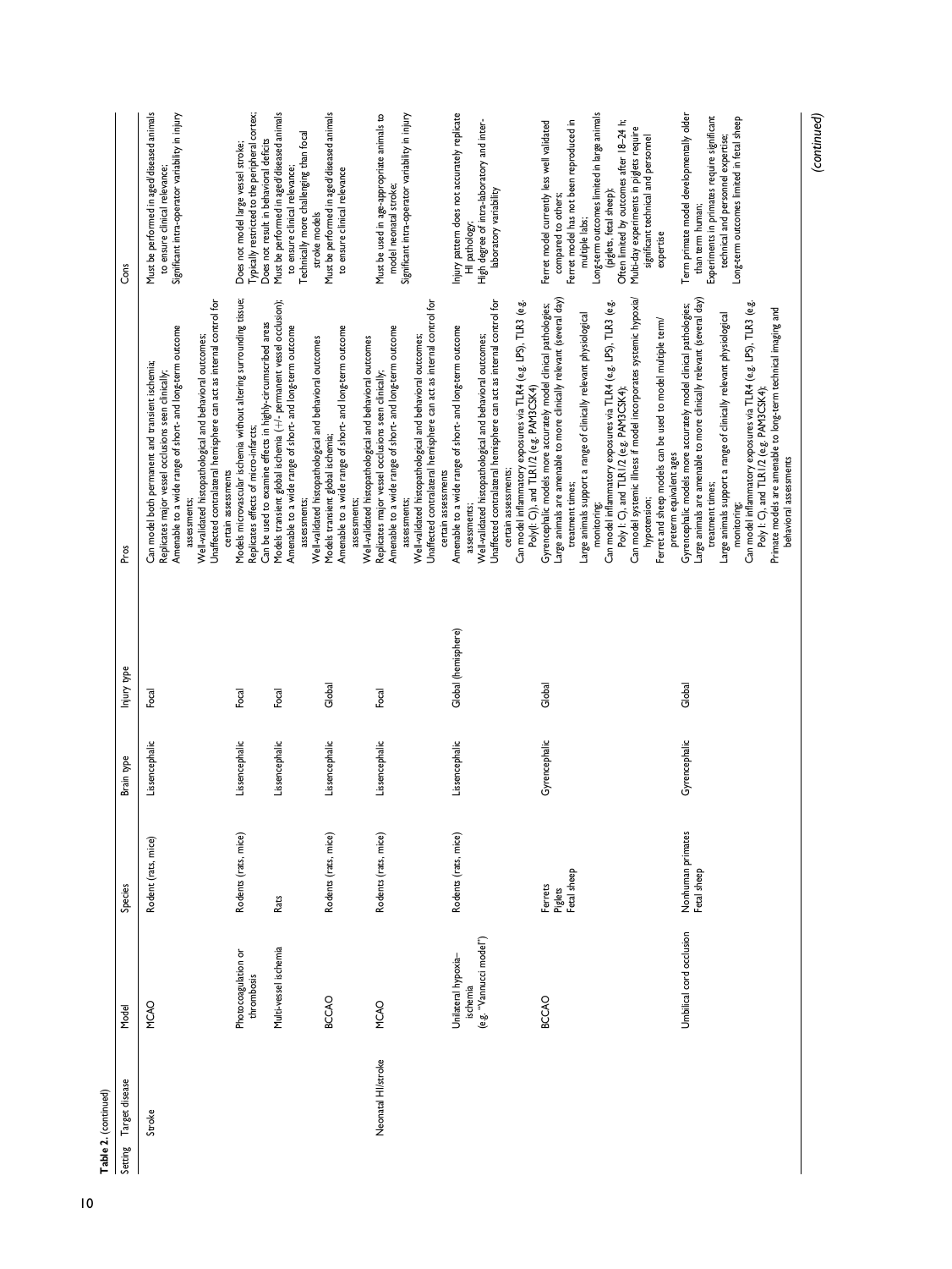**Table 2.** (continued)

| Setting | Target disease | Model | Species | Brain type | Injury type | Pros | Cons |
|---|---|---|---|---|---|---|---|
| | Stroke | MCAO | Rodent (rats, mice) | Lissencephalic | Focal | Can model both permanent and transient ischemia; Replicates major vessel occlusions seen clinically; Amenable to a wide range of short- and long-term outcome assessments; Well-validated histopathological and behavioral outcomes; Unaffected contralateral hemisphere can act as internal control for certain assessments | Must be performed in aged/diseased animals to ensure clinical relevance; Significant intra-operator variability in injury |
| | | Photocoagulation or thrombosis | Rodents (rats, mice) | Lissencephalic | Focal | Models microvascular ischemia without altering surrounding tissue; Replicates effects of micro-infarcts; Can be used to examine effects in highly-circumscribed areas | Does not model large vessel stroke; Typically restricted to the peripheral cortex; Does not result in behavioral deficits |
| | | Multi-vessel ischemia | Rats | Lissencephalic | Focal | Models transient global ischemia (+/- permanent vessel occlusion); Amenable to a wide range of short- and long-term outcome assessments; Well-validated histopathological and behavioral outcomes | Must be performed in aged/diseased animals to ensure clinical relevance; Technically more challenging than focal stroke models |
| | | BCCAO | Rodents (rats, mice) | Lissencephalic | Global | Models transient global ischemia; Amenable to a wide range of short- and long-term outcome assessments; Well-validated histopathological and behavioral outcomes | Must be performed in aged/diseased animals to ensure clinical relevance |
| | Neonatal HI/stroke | MCAO | Rodents (rats, mice) | Lissencephalic | Focal | Replicates major vessel occlusions seen clinically; Amenable to a wide range of short- and long-term outcome assessments; Well-validated histopathological and behavioral outcomes; Unaffected contralateral hemisphere can act as internal control for certain assessments | Must be used in age-appropriate animals to model neonatal stroke; Significant intra-operator variability in injury |
| | | Unilateral hypoxia–ischemia (e.g. "Vannucci model") | Rodents (rats, mice) | Lissencephalic | Global (hemisphere) | Amenable to a wide range of short- and long-term outcome assessments; Well-validated histopathological and behavioral outcomes; Unaffected contralateral hemisphere can act as internal control for certain assessments; Can model inflammatory exposures via TLR4 (e.g. LPS), TLR3 (e.g. Poly(I: C)), and TLR1/2 (e.g. PAM3CSK4) | Injury pattern does not accurately replicate HI pathology; High degree of intra-laboratory and inter-laboratory variability |
| | | BCCAO | Ferrets Piglets Fetal sheep | Gyrencephalic | Global | Gyrencephalic models more accurately model clinical pathologies; Large animals are amenable to more clinically relevant (several day) treatment times; Large animals support a range of clinically relevant physiological monitoring; Can model inflammatory exposures via TLR4 (e.g. LPS), TLR3 (e.g. Poly I: C), and TLR1/2 (e.g. PAM3CSK4); Can model systemic illness if model incorporates systemic hypoxia/hypotension; Ferret and sheep models can be used to model multiple term/preterm equivalent ages | Ferret model currently less well validated compared to others; Ferret model has not been reproduced in multiple labs; Long-term outcomes limited in large animals (piglets, fetal sheep); Often limited by outcomes after 18–24 h; Multi-day experiments in piglets require significant technical and personnel expertise |
| | | Umbilical cord occlusion | Nonhuman primates Fetal sheep | Gyrencephalic | Global | Gyrencephalic models more accurately model clinical pathologies; Large animals are amenable to more clinically relevant (several day) treatment times; Large animals support a range of clinically relevant physiological monitoring; Can model inflammatory exposures via TLR4 (e.g. LPS), TLR3 (e.g. Poly I: C), and TLR1/2 (e.g. PAM3CSK4); Primate models are amenable to long-term technical imaging and behavioral assessments | Term primate model developmentally older than term human; Experiments in primates require significant technical and personnel expertise; Long-term outcomes limited in fetal sheep |

*(continued)*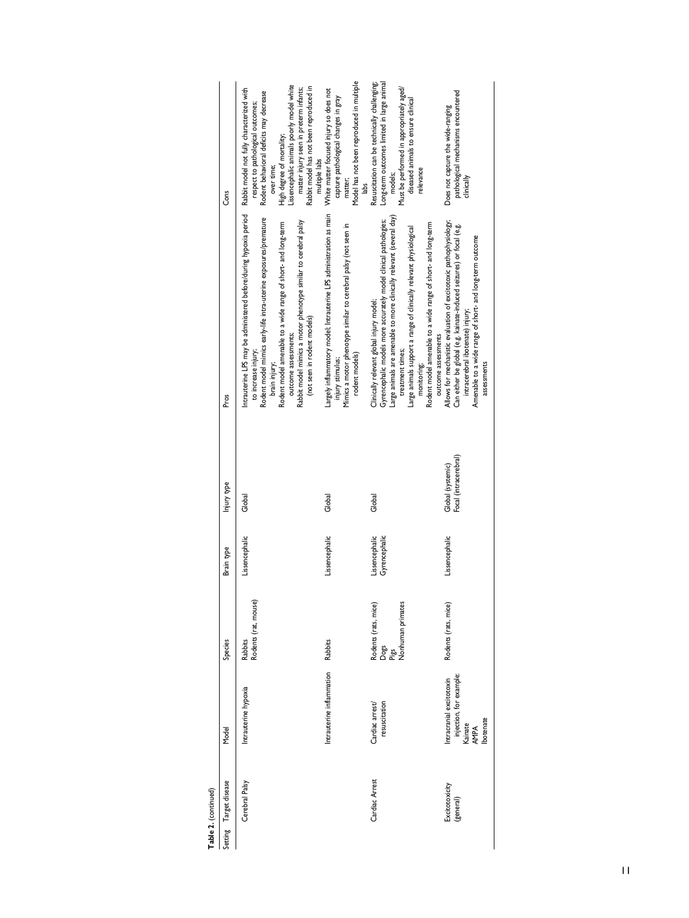**Table 2.** (continued)

| Setting | Target disease | Model | Species | Brain type | Injury type | Pros | Cons |
|---|---|---|---|---|---|---|---|
| | Cerebral Palsy | Intrauterine hypoxia | Rabbits<br>Rodents (rat, mouse) | Lissencephalic | Global | Intrauterine LPS may be administered before/during hypoxia period to increase injury;<br>Rodent model mimics early-life intra-uterine exposures/premature brain injury;<br>Rodent model amenable to a wide range of short- and long-term outcome assessments;<br>Rabbit model mimics a motor phenotype similar to cerebral palsy (not seen in rodent models) | Rabbit model not fully characterized with respect to pathological outcomes;<br>Rodent behavioral deficits may decrease over time;<br>High degree of mortality;<br>Lissencephalic animals poorly model white matter injury seen in preterm infants;<br>Rabbit model has not been reproduced in multiple labs |
| | | Intrauterine inflammation | Rabbits | Lissencephalic | Global | Largely inflammatory model; Intrauterine LPS administration as main injury stimulus;<br>Mimics a motor phenotype similar to cerebral palsy (not seen in rodent models) | White matter focused injury so does not capture pathological changes in gray matter;<br>Model has not been reproduced in multiple labs |
| | Cardiac Arrest | Cardiac arrest/resuscitation | Rodents (rats, mice)<br>Dogs<br>Pigs<br>Nonhuman primates | Lissencephalic<br>Gyrencephalic | Global | Clinically relevant global injury model;<br>Gyrencephalic models more accurately model clinical pathologies;<br>Large animals are amenable to more clinically relevant (several day) treatment times;<br>Large animals support a range of clinically relevant physiological monitoring;<br>Rodent model amenable to a wide range of short- and long-term outcome assessments | Resuscitation can be technically challenging;<br>Long-term outcomes limited in large animal models;<br>Must be performed in appropriately aged/diseased animals to ensure clinical relevance |
| | Excitotoxicity (general) | Intracranial excitotoxin injection, for example:<br>Kainate<br>AMPA<br>Ibotenate | Rodents (rats, mice) | Lissencephalic | Global (systemic)<br>Focal (intracerebral) | Allows for mechanistic evaluation of excitotoxic pathophysiology;<br>Can either be global (e.g. kainate-induced seizures) or focal (e.g. intracerebral ibotenate) injury;<br>Amenable to a wide range of short- and long-term outcome assessments | Does not capture the wide-ranging pathological mechanisms encountered clinically |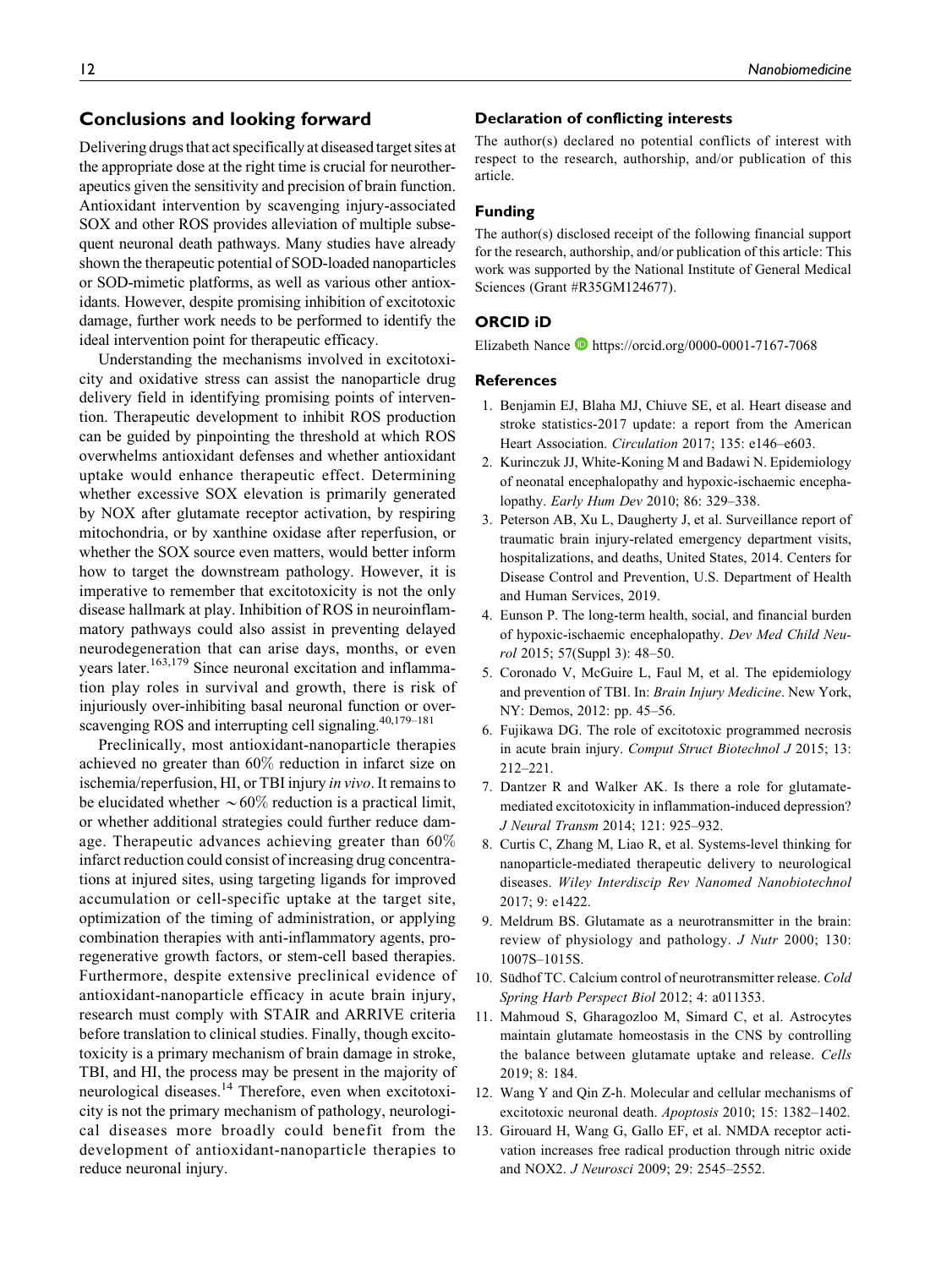## Conclusions and looking forward

Delivering drugs that act specifically at diseased target sites at the appropriate dose at the right time is crucial for neurotherapeutics given the sensitivity and precision of brain function. Antioxidant intervention by scavenging injury-associated SOX and other ROS provides alleviation of multiple subsequent neuronal death pathways. Many studies have already shown the therapeutic potential of SOD-loaded nanoparticles or SOD-mimetic platforms, as well as various other antioxidants. However, despite promising inhibition of excitotoxic damage, further work needs to be performed to identify the ideal intervention point for therapeutic efficacy.

Understanding the mechanisms involved in excitotoxicity and oxidative stress can assist the nanoparticle drug delivery field in identifying promising points of intervention. Therapeutic development to inhibit ROS production can be guided by pinpointing the threshold at which ROS overwhelms antioxidant defenses and whether antioxidant uptake would enhance therapeutic effect. Determining whether excessive SOX elevation is primarily generated by NOX after glutamate receptor activation, by respiring mitochondria, or by xanthine oxidase after reperfusion, or whether the SOX source even matters, would better inform how to target the downstream pathology. However, it is imperative to remember that excitotoxicity is not the only disease hallmark at play. Inhibition of ROS in neuroinflammatory pathways could also assist in preventing delayed neurodegeneration that can arise days, months, or even years later.[163,179] Since neuronal excitation and inflammation play roles in survival and growth, there is risk of injuriously over-inhibiting basal neuronal function or over-scavenging ROS and interrupting cell signaling.[40,179–181]

Preclinically, most antioxidant-nanoparticle therapies achieved no greater than 60% reduction in infarct size on ischemia/reperfusion, HI, or TBI injury *in vivo*. It remains to be elucidated whether ~60% reduction is a practical limit, or whether additional strategies could further reduce damage. Therapeutic advances achieving greater than 60% infarct reduction could consist of increasing drug concentrations at injured sites, using targeting ligands for improved accumulation or cell-specific uptake at the target site, optimization of the timing of administration, or applying combination therapies with anti-inflammatory agents, pro-regenerative growth factors, or stem-cell based therapies. Furthermore, despite extensive preclinical evidence of antioxidant-nanoparticle efficacy in acute brain injury, research must comply with STAIR and ARRIVE criteria before translation to clinical studies. Finally, though excitotoxicity is a primary mechanism of brain damage in stroke, TBI, and HI, the process may be present in the majority of neurological diseases.[14] Therefore, even when excitotoxicity is not the primary mechanism of pathology, neurological diseases more broadly could benefit from the development of antioxidant-nanoparticle therapies to reduce neuronal injury.

### Declaration of conflicting interests

The author(s) declared no potential conflicts of interest with respect to the research, authorship, and/or publication of this article.

### Funding

The author(s) disclosed receipt of the following financial support for the research, authorship, and/or publication of this article: This work was supported by the National Institute of General Medical Sciences (Grant #R35GM124677).

### ORCID iD

Elizabeth Nance https://orcid.org/0000-0001-7167-7068

### References

1. Benjamin EJ, Blaha MJ, Chiuve SE, et al. Heart disease and stroke statistics-2017 update: a report from the American Heart Association. *Circulation* 2017; 135: e146–e603.
2. Kurinczuk JJ, White-Koning M and Badawi N. Epidemiology of neonatal encephalopathy and hypoxic-ischaemic encephalopathy. *Early Hum Dev* 2010; 86: 329–338.
3. Peterson AB, Xu L, Daugherty J, et al. Surveillance report of traumatic brain injury-related emergency department visits, hospitalizations, and deaths, United States, 2014. Centers for Disease Control and Prevention, U.S. Department of Health and Human Services, 2019.
4. Eunson P. The long-term health, social, and financial burden of hypoxic-ischaemic encephalopathy. *Dev Med Child Neurol* 2015; 57(Suppl 3): 48–50.
5. Coronado V, McGuire L, Faul M, et al. The epidemiology and prevention of TBI. In: *Brain Injury Medicine*. New York, NY: Demos, 2012: pp. 45–56.
6. Fujikawa DG. The role of excitotoxic programmed necrosis in acute brain injury. *Comput Struct Biotechnol J* 2015; 13: 212–221.
7. Dantzer R and Walker AK. Is there a role for glutamate-mediated excitotoxicity in inflammation-induced depression? *J Neural Transm* 2014; 121: 925–932.
8. Curtis C, Zhang M, Liao R, et al. Systems-level thinking for nanoparticle-mediated therapeutic delivery to neurological diseases. *Wiley Interdiscip Rev Nanomed Nanobiotechnol* 2017; 9: e1422.
9. Meldrum BS. Glutamate as a neurotransmitter in the brain: review of physiology and pathology. *J Nutr* 2000; 130: 1007S–1015S.
10. Südhof TC. Calcium control of neurotransmitter release. *Cold Spring Harb Perspect Biol* 2012; 4: a011353.
11. Mahmoud S, Gharagozloo M, Simard C, et al. Astrocytes maintain glutamate homeostasis in the CNS by controlling the balance between glutamate uptake and release. *Cells* 2019; 8: 184.
12. Wang Y and Qin Z-h. Molecular and cellular mechanisms of excitotoxic neuronal death. *Apoptosis* 2010; 15: 1382–1402.
13. Girouard H, Wang G, Gallo EF, et al. NMDA receptor activation increases free radical production through nitric oxide and NOX2. *J Neurosci* 2009; 29: 2545–2552.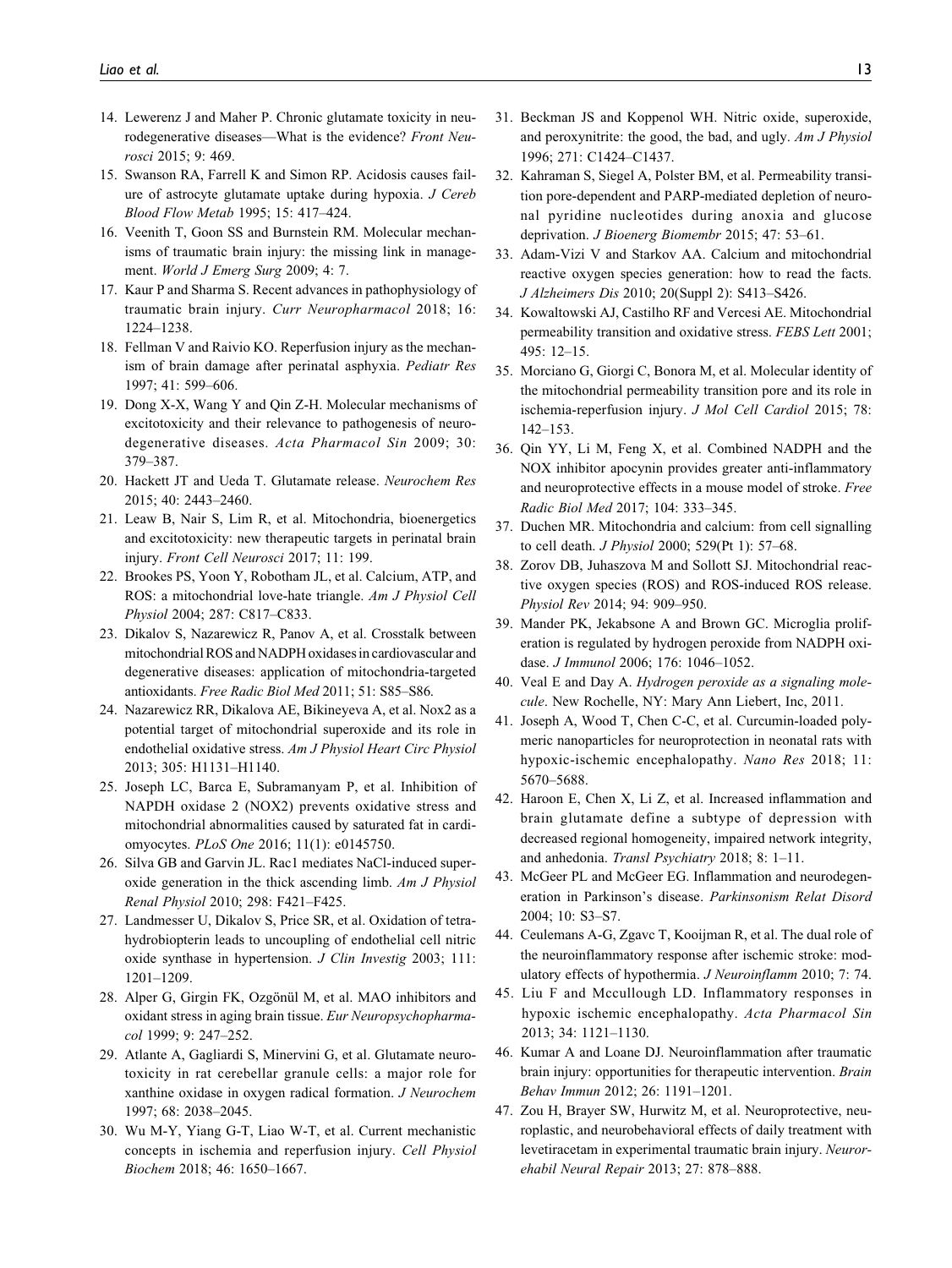14. Lewerenz J and Maher P. Chronic glutamate toxicity in neurodegenerative diseases—What is the evidence? *Front Neurosci* 2015; 9: 469.
15. Swanson RA, Farrell K and Simon RP. Acidosis causes failure of astrocyte glutamate uptake during hypoxia. *J Cereb Blood Flow Metab* 1995; 15: 417–424.
16. Veenith T, Goon SS and Burnstein RM. Molecular mechanisms of traumatic brain injury: the missing link in management. *World J Emerg Surg* 2009; 4: 7.
17. Kaur P and Sharma S. Recent advances in pathophysiology of traumatic brain injury. *Curr Neuropharmacol* 2018; 16: 1224–1238.
18. Fellman V and Raivio KO. Reperfusion injury as the mechanism of brain damage after perinatal asphyxia. *Pediatr Res* 1997; 41: 599–606.
19. Dong X-X, Wang Y and Qin Z-H. Molecular mechanisms of excitotoxicity and their relevance to pathogenesis of neurodegenerative diseases. *Acta Pharmacol Sin* 2009; 30: 379–387.
20. Hackett JT and Ueda T. Glutamate release. *Neurochem Res* 2015; 40: 2443–2460.
21. Leaw B, Nair S, Lim R, et al. Mitochondria, bioenergetics and excitotoxicity: new therapeutic targets in perinatal brain injury. *Front Cell Neurosci* 2017; 11: 199.
22. Brookes PS, Yoon Y, Robotham JL, et al. Calcium, ATP, and ROS: a mitochondrial love-hate triangle. *Am J Physiol Cell Physiol* 2004; 287: C817–C833.
23. Dikalov S, Nazarewicz R, Panov A, et al. Crosstalk between mitochondrial ROS and NADPH oxidases in cardiovascular and degenerative diseases: application of mitochondria-targeted antioxidants. *Free Radic Biol Med* 2011; 51: S85–S86.
24. Nazarewicz RR, Dikalova AE, Bikineyeva A, et al. Nox2 as a potential target of mitochondrial superoxide and its role in endothelial oxidative stress. *Am J Physiol Heart Circ Physiol* 2013; 305: H1131–H1140.
25. Joseph LC, Barca E, Subramanyam P, et al. Inhibition of NAPDH oxidase 2 (NOX2) prevents oxidative stress and mitochondrial abnormalities caused by saturated fat in cardiomyocytes. *PLoS One* 2016; 11(1): e0145750.
26. Silva GB and Garvin JL. Rac1 mediates NaCl-induced superoxide generation in the thick ascending limb. *Am J Physiol Renal Physiol* 2010; 298: F421–F425.
27. Landmesser U, Dikalov S, Price SR, et al. Oxidation of tetrahydrobiopterin leads to uncoupling of endothelial cell nitric oxide synthase in hypertension. *J Clin Investig* 2003; 111: 1201–1209.
28. Alper G, Girgin FK, Ozgönül M, et al. MAO inhibitors and oxidant stress in aging brain tissue. *Eur Neuropsychopharmacol* 1999; 9: 247–252.
29. Atlante A, Gagliardi S, Minervini G, et al. Glutamate neurotoxicity in rat cerebellar granule cells: a major role for xanthine oxidase in oxygen radical formation. *J Neurochem* 1997; 68: 2038–2045.
30. Wu M-Y, Yiang G-T, Liao W-T, et al. Current mechanistic concepts in ischemia and reperfusion injury. *Cell Physiol Biochem* 2018; 46: 1650–1667.
31. Beckman JS and Koppenol WH. Nitric oxide, superoxide, and peroxynitrite: the good, the bad, and ugly. *Am J Physiol* 1996; 271: C1424–C1437.
32. Kahraman S, Siegel A, Polster BM, et al. Permeability transition pore-dependent and PARP-mediated depletion of neuronal pyridine nucleotides during anoxia and glucose deprivation. *J Bioenerg Biomembr* 2015; 47: 53–61.
33. Adam-Vizi V and Starkov AA. Calcium and mitochondrial reactive oxygen species generation: how to read the facts. *J Alzheimers Dis* 2010; 20(Suppl 2): S413–S426.
34. Kowaltowski AJ, Castilho RF and Vercesi AE. Mitochondrial permeability transition and oxidative stress. *FEBS Lett* 2001; 495: 12–15.
35. Morciano G, Giorgi C, Bonora M, et al. Molecular identity of the mitochondrial permeability transition pore and its role in ischemia-reperfusion injury. *J Mol Cell Cardiol* 2015; 78: 142–153.
36. Qin YY, Li M, Feng X, et al. Combined NADPH and the NOX inhibitor apocynin provides greater anti-inflammatory and neuroprotective effects in a mouse model of stroke. *Free Radic Biol Med* 2017; 104: 333–345.
37. Duchen MR. Mitochondria and calcium: from cell signalling to cell death. *J Physiol* 2000; 529(Pt 1): 57–68.
38. Zorov DB, Juhaszova M and Sollott SJ. Mitochondrial reactive oxygen species (ROS) and ROS-induced ROS release. *Physiol Rev* 2014; 94: 909–950.
39. Mander PK, Jekabsone A and Brown GC. Microglia proliferation is regulated by hydrogen peroxide from NADPH oxidase. *J Immunol* 2006; 176: 1046–1052.
40. Veal E and Day A. *Hydrogen peroxide as a signaling molecule*. New Rochelle, NY: Mary Ann Liebert, Inc, 2011.
41. Joseph A, Wood T, Chen C-C, et al. Curcumin-loaded polymeric nanoparticles for neuroprotection in neonatal rats with hypoxic-ischemic encephalopathy. *Nano Res* 2018; 11: 5670–5688.
42. Haroon E, Chen X, Li Z, et al. Increased inflammation and brain glutamate define a subtype of depression with decreased regional homogeneity, impaired network integrity, and anhedonia. *Transl Psychiatry* 2018; 8: 1–11.
43. McGeer PL and McGeer EG. Inflammation and neurodegeneration in Parkinson's disease. *Parkinsonism Relat Disord* 2004; 10: S3–S7.
44. Ceulemans A-G, Zgavc T, Kooijman R, et al. The dual role of the neuroinflammatory response after ischemic stroke: modulatory effects of hypothermia. *J Neuroinflamm* 2010; 7: 74.
45. Liu F and Mccullough LD. Inflammatory responses in hypoxic ischemic encephalopathy. *Acta Pharmacol Sin* 2013; 34: 1121–1130.
46. Kumar A and Loane DJ. Neuroinflammation after traumatic brain injury: opportunities for therapeutic intervention. *Brain Behav Immun* 2012; 26: 1191–1201.
47. Zou H, Brayer SW, Hurwitz M, et al. Neuroprotective, neuroplastic, and neurobehavioral effects of daily treatment with levetiracetam in experimental traumatic brain injury. *Neurorehabil Neural Repair* 2013; 27: 878–888.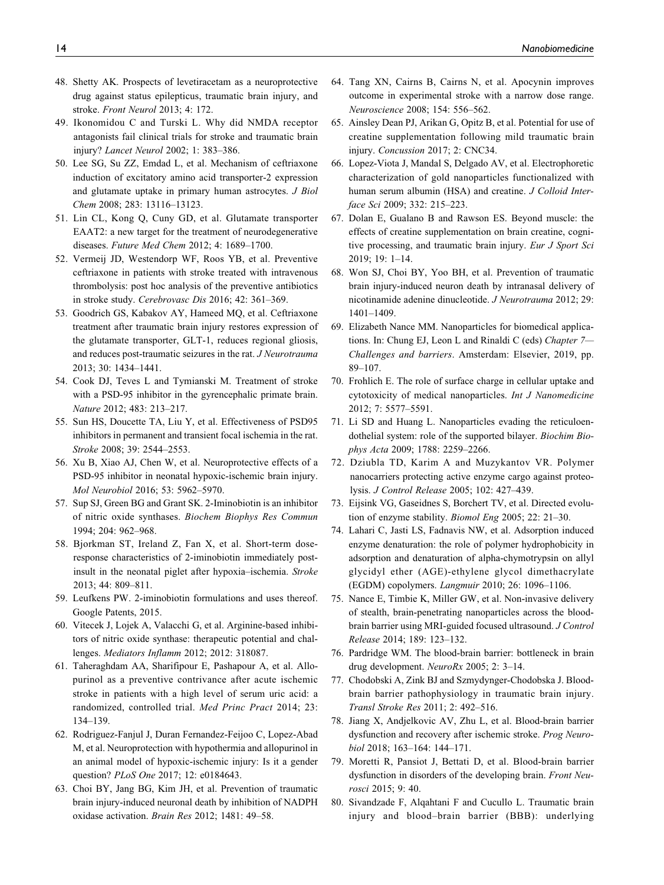48. Shetty AK. Prospects of levetiracetam as a neuroprotective drug against status epilepticus, traumatic brain injury, and stroke. *Front Neurol* 2013; 4: 172.
49. Ikonomidou C and Turski L. Why did NMDA receptor antagonists fail clinical trials for stroke and traumatic brain injury? *Lancet Neurol* 2002; 1: 383–386.
50. Lee SG, Su ZZ, Emdad L, et al. Mechanism of ceftriaxone induction of excitatory amino acid transporter-2 expression and glutamate uptake in primary human astrocytes. *J Biol Chem* 2008; 283: 13116–13123.
51. Lin CL, Kong Q, Cuny GD, et al. Glutamate transporter EAAT2: a new target for the treatment of neurodegenerative diseases. *Future Med Chem* 2012; 4: 1689–1700.
52. Vermeij JD, Westendorp WF, Roos YB, et al. Preventive ceftriaxone in patients with stroke treated with intravenous thrombolysis: post hoc analysis of the preventive antibiotics in stroke study. *Cerebrovasc Dis* 2016; 42: 361–369.
53. Goodrich GS, Kabakov AY, Hameed MQ, et al. Ceftriaxone treatment after traumatic brain injury restores expression of the glutamate transporter, GLT-1, reduces regional gliosis, and reduces post-traumatic seizures in the rat. *J Neurotrauma* 2013; 30: 1434–1441.
54. Cook DJ, Teves L and Tymianski M. Treatment of stroke with a PSD-95 inhibitor in the gyrencephalic primate brain. *Nature* 2012; 483: 213–217.
55. Sun HS, Doucette TA, Liu Y, et al. Effectiveness of PSD95 inhibitors in permanent and transient focal ischemia in the rat. *Stroke* 2008; 39: 2544–2553.
56. Xu B, Xiao AJ, Chen W, et al. Neuroprotective effects of a PSD-95 inhibitor in neonatal hypoxic-ischemic brain injury. *Mol Neurobiol* 2016; 53: 5962–5970.
57. Sup SJ, Green BG and Grant SK. 2-Iminobiotin is an inhibitor of nitric oxide synthases. *Biochem Biophys Res Commun* 1994; 204: 962–968.
58. Bjorkman ST, Ireland Z, Fan X, et al. Short-term dose-response characteristics of 2-iminobiotin immediately post-insult in the neonatal piglet after hypoxia–ischemia. *Stroke* 2013; 44: 809–811.
59. Leufkens PW. 2-iminobiotin formulations and uses thereof. Google Patents, 2015.
60. Vitecek J, Lojek A, Valacchi G, et al. Arginine-based inhibitors of nitric oxide synthase: therapeutic potential and challenges. *Mediators Inflamm* 2012; 2012: 318087.
61. Taheraghdam AA, Sharifipour E, Pashapour A, et al. Allopurinol as a preventive contrivance after acute ischemic stroke in patients with a high level of serum uric acid: a randomized, controlled trial. *Med Princ Pract* 2014; 23: 134–139.
62. Rodriguez-Fanjul J, Duran Fernandez-Feijoo C, Lopez-Abad M, et al. Neuroprotection with hypothermia and allopurinol in an animal model of hypoxic-ischemic injury: Is it a gender question? *PLoS One* 2017; 12: e0184643.
63. Choi BY, Jang BG, Kim JH, et al. Prevention of traumatic brain injury-induced neuronal death by inhibition of NADPH oxidase activation. *Brain Res* 2012; 1481: 49–58.
64. Tang XN, Cairns B, Cairns N, et al. Apocynin improves outcome in experimental stroke with a narrow dose range. *Neuroscience* 2008; 154: 556–562.
65. Ainsley Dean PJ, Arikan G, Opitz B, et al. Potential for use of creatine supplementation following mild traumatic brain injury. *Concussion* 2017; 2: CNC34.
66. Lopez-Viota J, Mandal S, Delgado AV, et al. Electrophoretic characterization of gold nanoparticles functionalized with human serum albumin (HSA) and creatine. *J Colloid Interface Sci* 2009; 332: 215–223.
67. Dolan E, Gualano B and Rawson ES. Beyond muscle: the effects of creatine supplementation on brain creatine, cognitive processing, and traumatic brain injury. *Eur J Sport Sci* 2019; 19: 1–14.
68. Won SJ, Choi BY, Yoo BH, et al. Prevention of traumatic brain injury-induced neuron death by intranasal delivery of nicotinamide adenine dinucleotide. *J Neurotrauma* 2012; 29: 1401–1409.
69. Elizabeth Nance MM. Nanoparticles for biomedical applications. In: Chung EJ, Leon L and Rinaldi C (eds) *Chapter 7—Challenges and barriers*. Amsterdam: Elsevier, 2019, pp. 89–107.
70. Frohlich E. The role of surface charge in cellular uptake and cytotoxicity of medical nanoparticles. *Int J Nanomedicine* 2012; 7: 5577–5591.
71. Li SD and Huang L. Nanoparticles evading the reticuloendothelial system: role of the supported bilayer. *Biochim Biophys Acta* 2009; 1788: 2259–2266.
72. Dziubla TD, Karim A and Muzykantov VR. Polymer nanocarriers protecting active enzyme cargo against proteolysis. *J Control Release* 2005; 102: 427–439.
73. Eijsink VG, Gaseidnes S, Borchert TV, et al. Directed evolution of enzyme stability. *Biomol Eng* 2005; 22: 21–30.
74. Lahari C, Jasti LS, Fadnavis NW, et al. Adsorption induced enzyme denaturation: the role of polymer hydrophobicity in adsorption and denaturation of alpha-chymotrypsin on allyl glycidyl ether (AGE)-ethylene glycol dimethacrylate (EGDM) copolymers. *Langmuir* 2010; 26: 1096–1106.
75. Nance E, Timbie K, Miller GW, et al. Non-invasive delivery of stealth, brain-penetrating nanoparticles across the blood-brain barrier using MRI-guided focused ultrasound. *J Control Release* 2014; 189: 123–132.
76. Pardridge WM. The blood-brain barrier: bottleneck in brain drug development. *NeuroRx* 2005; 2: 3–14.
77. Chodobski A, Zink BJ and Szmydynger-Chodobska J. Blood-brain barrier pathophysiology in traumatic brain injury. *Transl Stroke Res* 2011; 2: 492–516.
78. Jiang X, Andjelkovic AV, Zhu L, et al. Blood-brain barrier dysfunction and recovery after ischemic stroke. *Prog Neurobiol* 2018; 163–164: 144–171.
79. Moretti R, Pansiot J, Bettati D, et al. Blood-brain barrier dysfunction in disorders of the developing brain. *Front Neurosci* 2015; 9: 40.
80. Sivandzade F, Alqahtani F and Cucullo L. Traumatic brain injury and blood–brain barrier (BBB): underlying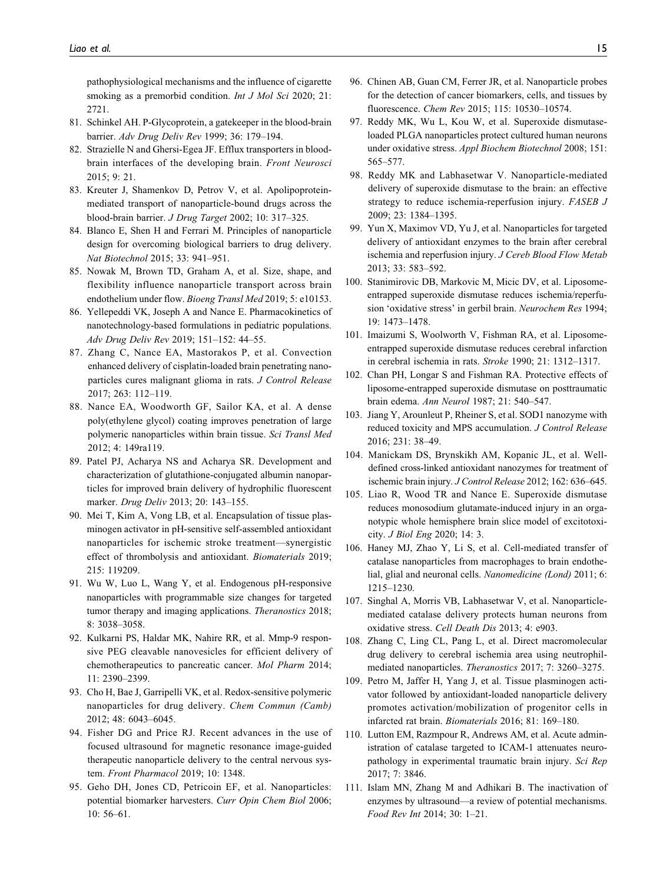pathophysiological mechanisms and the influence of cigarette smoking as a premorbid condition. *Int J Mol Sci* 2020; 21: 2721.

81. Schinkel AH. P-Glycoprotein, a gatekeeper in the blood-brain barrier. *Adv Drug Deliv Rev* 1999; 36: 179–194.
82. Strazielle N and Ghersi-Egea JF. Efflux transporters in blood-brain interfaces of the developing brain. *Front Neurosci* 2015; 9: 21.
83. Kreuter J, Shamenkov D, Petrov V, et al. Apolipoprotein-mediated transport of nanoparticle-bound drugs across the blood-brain barrier. *J Drug Target* 2002; 10: 317–325.
84. Blanco E, Shen H and Ferrari M. Principles of nanoparticle design for overcoming biological barriers to drug delivery. *Nat Biotechnol* 2015; 33: 941–951.
85. Nowak M, Brown TD, Graham A, et al. Size, shape, and flexibility influence nanoparticle transport across brain endothelium under flow. *Bioeng Transl Med* 2019; 5: e10153.
86. Yellepeddi VK, Joseph A and Nance E. Pharmacokinetics of nanotechnology-based formulations in pediatric populations. *Adv Drug Deliv Rev* 2019; 151–152: 44–55.
87. Zhang C, Nance EA, Mastorakos P, et al. Convection enhanced delivery of cisplatin-loaded brain penetrating nanoparticles cures malignant glioma in rats. *J Control Release* 2017; 263: 112–119.
88. Nance EA, Woodworth GF, Sailor KA, et al. A dense poly(ethylene glycol) coating improves penetration of large polymeric nanoparticles within brain tissue. *Sci Transl Med* 2012; 4: 149ra119.
89. Patel PJ, Acharya NS and Acharya SR. Development and characterization of glutathione-conjugated albumin nanoparticles for improved brain delivery of hydrophilic fluorescent marker. *Drug Deliv* 2013; 20: 143–155.
90. Mei T, Kim A, Vong LB, et al. Encapsulation of tissue plasminogen activator in pH-sensitive self-assembled antioxidant nanoparticles for ischemic stroke treatment—synergistic effect of thrombolysis and antioxidant. *Biomaterials* 2019; 215: 119209.
91. Wu W, Luo L, Wang Y, et al. Endogenous pH-responsive nanoparticles with programmable size changes for targeted tumor therapy and imaging applications. *Theranostics* 2018; 8: 3038–3058.
92. Kulkarni PS, Haldar MK, Nahire RR, et al. Mmp-9 responsive PEG cleavable nanovesicles for efficient delivery of chemotherapeutics to pancreatic cancer. *Mol Pharm* 2014; 11: 2390–2399.
93. Cho H, Bae J, Garripelli VK, et al. Redox-sensitive polymeric nanoparticles for drug delivery. *Chem Commun (Camb)* 2012; 48: 6043–6045.
94. Fisher DG and Price RJ. Recent advances in the use of focused ultrasound for magnetic resonance image-guided therapeutic nanoparticle delivery to the central nervous system. *Front Pharmacol* 2019; 10: 1348.
95. Geho DH, Jones CD, Petricoin EF, et al. Nanoparticles: potential biomarker harvesters. *Curr Opin Chem Biol* 2006; 10: 56–61.
96. Chinen AB, Guan CM, Ferrer JR, et al. Nanoparticle probes for the detection of cancer biomarkers, cells, and tissues by fluorescence. *Chem Rev* 2015; 115: 10530–10574.
97. Reddy MK, Wu L, Kou W, et al. Superoxide dismutase-loaded PLGA nanoparticles protect cultured human neurons under oxidative stress. *Appl Biochem Biotechnol* 2008; 151: 565–577.
98. Reddy MK and Labhasetwar V. Nanoparticle-mediated delivery of superoxide dismutase to the brain: an effective strategy to reduce ischemia-reperfusion injury. *FASEB J* 2009; 23: 1384–1395.
99. Yun X, Maximov VD, Yu J, et al. Nanoparticles for targeted delivery of antioxidant enzymes to the brain after cerebral ischemia and reperfusion injury. *J Cereb Blood Flow Metab* 2013; 33: 583–592.
100. Stanimirovic DB, Markovic M, Micic DV, et al. Liposome-entrapped superoxide dismutase reduces ischemia/reperfusion 'oxidative stress' in gerbil brain. *Neurochem Res* 1994; 19: 1473–1478.
101. Imaizumi S, Woolworth V, Fishman RA, et al. Liposome-entrapped superoxide dismutase reduces cerebral infarction in cerebral ischemia in rats. *Stroke* 1990; 21: 1312–1317.
102. Chan PH, Longar S and Fishman RA. Protective effects of liposome-entrapped superoxide dismutase on posttraumatic brain edema. *Ann Neurol* 1987; 21: 540–547.
103. Jiang Y, Arounleut P, Rheiner S, et al. SOD1 nanozyme with reduced toxicity and MPS accumulation. *J Control Release* 2016; 231: 38–49.
104. Manickam DS, Brynskikh AM, Kopanic JL, et al. Well-defined cross-linked antioxidant nanozymes for treatment of ischemic brain injury. *J Control Release* 2012; 162: 636–645.
105. Liao R, Wood TR and Nance E. Superoxide dismutase reduces monosodium glutamate-induced injury in an organotypic whole hemisphere brain slice model of excitotoxicity. *J Biol Eng* 2020; 14: 3.
106. Haney MJ, Zhao Y, Li S, et al. Cell-mediated transfer of catalase nanoparticles from macrophages to brain endothelial, glial and neuronal cells. *Nanomedicine (Lond)* 2011; 6: 1215–1230.
107. Singhal A, Morris VB, Labhasetwar V, et al. Nanoparticle-mediated catalase delivery protects human neurons from oxidative stress. *Cell Death Dis* 2013; 4: e903.
108. Zhang C, Ling CL, Pang L, et al. Direct macromolecular drug delivery to cerebral ischemia area using neutrophil-mediated nanoparticles. *Theranostics* 2017; 7: 3260–3275.
109. Petro M, Jaffer H, Yang J, et al. Tissue plasminogen activator followed by antioxidant-loaded nanoparticle delivery promotes activation/mobilization of progenitor cells in infarcted rat brain. *Biomaterials* 2016; 81: 169–180.
110. Lutton EM, Razmpour R, Andrews AM, et al. Acute administration of catalase targeted to ICAM-1 attenuates neuropathology in experimental traumatic brain injury. *Sci Rep* 2017; 7: 3846.
111. Islam MN, Zhang M and Adhikari B. The inactivation of enzymes by ultrasound—a review of potential mechanisms. *Food Rev Int* 2014; 30: 1–21.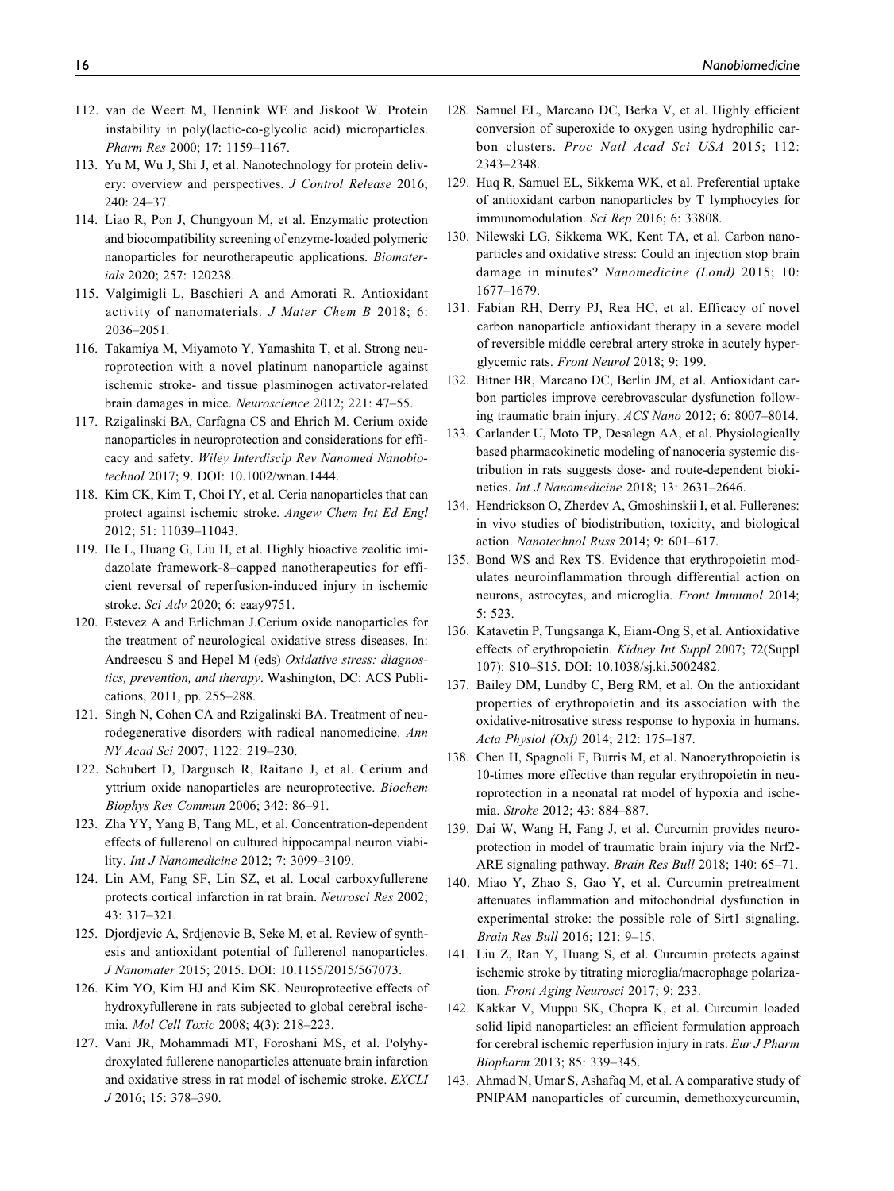112. van de Weert M, Hennink WE and Jiskoot W. Protein instability in poly(lactic-co-glycolic acid) microparticles. *Pharm Res* 2000; 17: 1159–1167.
113. Yu M, Wu J, Shi J, et al. Nanotechnology for protein delivery: overview and perspectives. *J Control Release* 2016; 240: 24–37.
114. Liao R, Pon J, Chungyoun M, et al. Enzymatic protection and biocompatibility screening of enzyme-loaded polymeric nanoparticles for neurotherapeutic applications. *Biomaterials* 2020; 257: 120238.
115. Valgimigli L, Baschieri A and Amorati R. Antioxidant activity of nanomaterials. *J Mater Chem B* 2018; 6: 2036–2051.
116. Takamiya M, Miyamoto Y, Yamashita T, et al. Strong neuroprotection with a novel platinum nanoparticle against ischemic stroke- and tissue plasminogen activator-related brain damages in mice. *Neuroscience* 2012; 221: 47–55.
117. Rzigalinski BA, Carfagna CS and Ehrich M. Cerium oxide nanoparticles in neuroprotection and considerations for efficacy and safety. *Wiley Interdiscip Rev Nanomed Nanobiotechnol* 2017; 9. DOI: 10.1002/wnan.1444.
118. Kim CK, Kim T, Choi IY, et al. Ceria nanoparticles that can protect against ischemic stroke. *Angew Chem Int Ed Engl* 2012; 51: 11039–11043.
119. He L, Huang G, Liu H, et al. Highly bioactive zeolitic imidazolate framework-8–capped nanotherapeutics for efficient reversal of reperfusion-induced injury in ischemic stroke. *Sci Adv* 2020; 6: eaay9751.
120. Estevez A and Erlichman J.Cerium oxide nanoparticles for the treatment of neurological oxidative stress diseases. In: Andreescu S and Hepel M (eds) *Oxidative stress: diagnostics, prevention, and therapy*. Washington, DC: ACS Publications, 2011, pp. 255–288.
121. Singh N, Cohen CA and Rzigalinski BA. Treatment of neurodegenerative disorders with radical nanomedicine. *Ann NY Acad Sci* 2007; 1122: 219–230.
122. Schubert D, Dargusch R, Raitano J, et al. Cerium and yttrium oxide nanoparticles are neuroprotective. *Biochem Biophys Res Commun* 2006; 342: 86–91.
123. Zha YY, Yang B, Tang ML, et al. Concentration-dependent effects of fullerenol on cultured hippocampal neuron viability. *Int J Nanomedicine* 2012; 7: 3099–3109.
124. Lin AM, Fang SF, Lin SZ, et al. Local carboxyfullerene protects cortical infarction in rat brain. *Neurosci Res* 2002; 43: 317–321.
125. Djordjevic A, Srdjenovic B, Seke M, et al. Review of synthesis and antioxidant potential of fullerenol nanoparticles. *J Nanomater* 2015; 2015. DOI: 10.1155/2015/567073.
126. Kim YO, Kim HJ and Kim SK. Neuroprotective effects of hydroxyfullerene in rats subjected to global cerebral ischemia. *Mol Cell Toxic* 2008; 4(3): 218–223.
127. Vani JR, Mohammadi MT, Foroshani MS, et al. Polyhydroxylated fullerene nanoparticles attenuate brain infarction and oxidative stress in rat model of ischemic stroke. *EXCLI J* 2016; 15: 378–390.
128. Samuel EL, Marcano DC, Berka V, et al. Highly efficient conversion of superoxide to oxygen using hydrophilic carbon clusters. *Proc Natl Acad Sci USA* 2015; 112: 2343–2348.
129. Huq R, Samuel EL, Sikkema WK, et al. Preferential uptake of antioxidant carbon nanoparticles by T lymphocytes for immunomodulation. *Sci Rep* 2016; 6: 33808.
130. Nilewski LG, Sikkema WK, Kent TA, et al. Carbon nanoparticles and oxidative stress: Could an injection stop brain damage in minutes? *Nanomedicine (Lond)* 2015; 10: 1677–1679.
131. Fabian RH, Derry PJ, Rea HC, et al. Efficacy of novel carbon nanoparticle antioxidant therapy in a severe model of reversible middle cerebral artery stroke in acutely hyperglycemic rats. *Front Neurol* 2018; 9: 199.
132. Bitner BR, Marcano DC, Berlin JM, et al. Antioxidant carbon particles improve cerebrovascular dysfunction following traumatic brain injury. *ACS Nano* 2012; 6: 8007–8014.
133. Carlander U, Moto TP, Desalegn AA, et al. Physiologically based pharmacokinetic modeling of nanoceria systemic distribution in rats suggests dose- and route-dependent biokinetics. *Int J Nanomedicine* 2018; 13: 2631–2646.
134. Hendrickson O, Zherdev A, Gmoshinskii I, et al. Fullerenes: in vivo studies of biodistribution, toxicity, and biological action. *Nanotechnol Russ* 2014; 9: 601–617.
135. Bond WS and Rex TS. Evidence that erythropoietin modulates neuroinflammation through differential action on neurons, astrocytes, and microglia. *Front Immunol* 2014; 5: 523.
136. Katavetin P, Tungsanga K, Eiam-Ong S, et al. Antioxidative effects of erythropoietin. *Kidney Int Suppl* 2007; 72(Suppl 107): S10–S15. DOI: 10.1038/sj.ki.5002482.
137. Bailey DM, Lundby C, Berg RM, et al. On the antioxidant properties of erythropoietin and its association with the oxidative-nitrosative stress response to hypoxia in humans. *Acta Physiol (Oxf)* 2014; 212: 175–187.
138. Chen H, Spagnoli F, Burris M, et al. Nanoerythropoietin is 10-times more effective than regular erythropoietin in neuroprotection in a neonatal rat model of hypoxia and ischemia. *Stroke* 2012; 43: 884–887.
139. Dai W, Wang H, Fang J, et al. Curcumin provides neuroprotection in model of traumatic brain injury via the Nrf2-ARE signaling pathway. *Brain Res Bull* 2018; 140: 65–71.
140. Miao Y, Zhao S, Gao Y, et al. Curcumin pretreatment attenuates inflammation and mitochondrial dysfunction in experimental stroke: the possible role of Sirt1 signaling. *Brain Res Bull* 2016; 121: 9–15.
141. Liu Z, Ran Y, Huang S, et al. Curcumin protects against ischemic stroke by titrating microglia/macrophage polarization. *Front Aging Neurosci* 2017; 9: 233.
142. Kakkar V, Muppu SK, Chopra K, et al. Curcumin loaded solid lipid nanoparticles: an efficient formulation approach for cerebral ischemic reperfusion injury in rats. *Eur J Pharm Biopharm* 2013; 85: 339–345.
143. Ahmad N, Umar S, Ashafaq M, et al. A comparative study of PNIPAM nanoparticles of curcumin, demethoxycurcumin,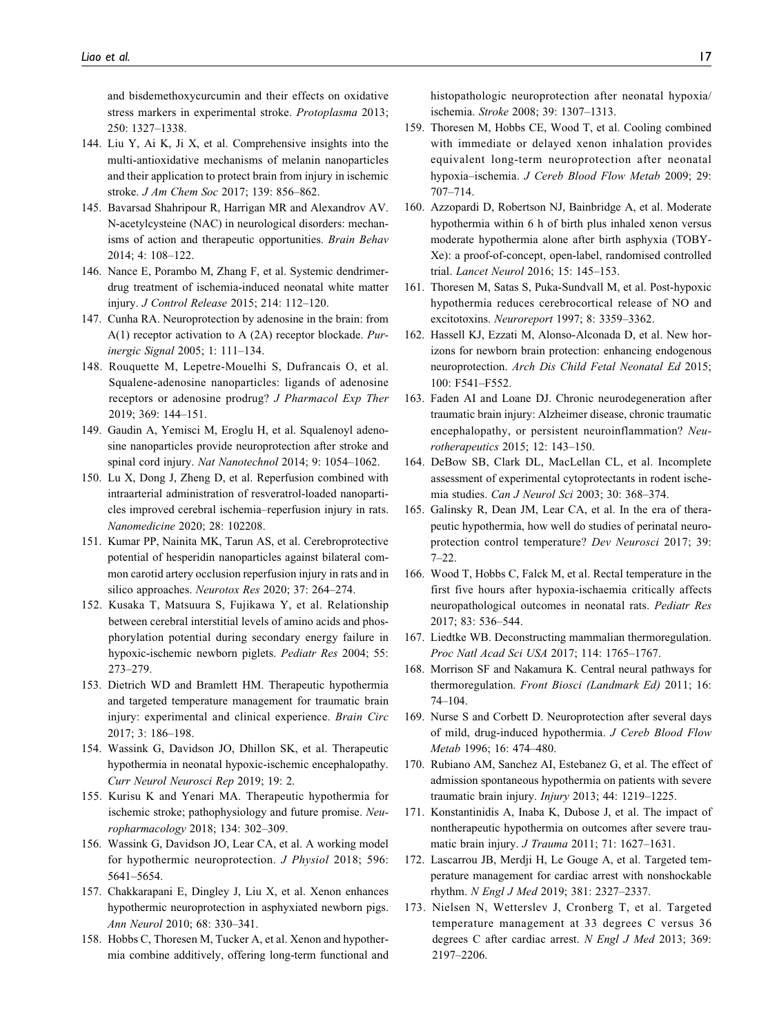and bisdemethoxycurcumin and their effects on oxidative stress markers in experimental stroke. *Protoplasma* 2013; 250: 1327–1338.

144. Liu Y, Ai K, Ji X, et al. Comprehensive insights into the multi-antioxidative mechanisms of melanin nanoparticles and their application to protect brain from injury in ischemic stroke. *J Am Chem Soc* 2017; 139: 856–862.
145. Bavarsad Shahripour R, Harrigan MR and Alexandrov AV. N-acetylcysteine (NAC) in neurological disorders: mechanisms of action and therapeutic opportunities. *Brain Behav* 2014; 4: 108–122.
146. Nance E, Porambo M, Zhang F, et al. Systemic dendrimer-drug treatment of ischemia-induced neonatal white matter injury. *J Control Release* 2015; 214: 112–120.
147. Cunha RA. Neuroprotection by adenosine in the brain: from A(1) receptor activation to A (2A) receptor blockade. *Purinergic Signal* 2005; 1: 111–134.
148. Rouquette M, Lepetre-Mouelhi S, Dufrancais O, et al. Squalene-adenosine nanoparticles: ligands of adenosine receptors or adenosine prodrug? *J Pharmacol Exp Ther* 2019; 369: 144–151.
149. Gaudin A, Yemisci M, Eroglu H, et al. Squalenoyl adenosine nanoparticles provide neuroprotection after stroke and spinal cord injury. *Nat Nanotechnol* 2014; 9: 1054–1062.
150. Lu X, Dong J, Zheng D, et al. Reperfusion combined with intraarterial administration of resveratrol-loaded nanoparticles improved cerebral ischemia–reperfusion injury in rats. *Nanomedicine* 2020; 28: 102208.
151. Kumar PP, Nainita MK, Tarun AS, et al. Cerebroprotective potential of hesperidin nanoparticles against bilateral common carotid artery occlusion reperfusion injury in rats and in silico approaches. *Neurotox Res* 2020; 37: 264–274.
152. Kusaka T, Matsuura S, Fujikawa Y, et al. Relationship between cerebral interstitial levels of amino acids and phosphorylation potential during secondary energy failure in hypoxic-ischemic newborn piglets. *Pediatr Res* 2004; 55: 273–279.
153. Dietrich WD and Bramlett HM. Therapeutic hypothermia and targeted temperature management for traumatic brain injury: experimental and clinical experience. *Brain Circ* 2017; 3: 186–198.
154. Wassink G, Davidson JO, Dhillon SK, et al. Therapeutic hypothermia in neonatal hypoxic-ischemic encephalopathy. *Curr Neurol Neurosci Rep* 2019; 19: 2.
155. Kurisu K and Yenari MA. Therapeutic hypothermia for ischemic stroke; pathophysiology and future promise. *Neuropharmacology* 2018; 134: 302–309.
156. Wassink G, Davidson JO, Lear CA, et al. A working model for hypothermic neuroprotection. *J Physiol* 2018; 596: 5641–5654.
157. Chakkarapani E, Dingley J, Liu X, et al. Xenon enhances hypothermic neuroprotection in asphyxiated newborn pigs. *Ann Neurol* 2010; 68: 330–341.
158. Hobbs C, Thoresen M, Tucker A, et al. Xenon and hypothermia combine additively, offering long-term functional and histopathologic neuroprotection after neonatal hypoxia/ischemia. *Stroke* 2008; 39: 1307–1313.
159. Thoresen M, Hobbs CE, Wood T, et al. Cooling combined with immediate or delayed xenon inhalation provides equivalent long-term neuroprotection after neonatal hypoxia–ischemia. *J Cereb Blood Flow Metab* 2009; 29: 707–714.
160. Azzopardi D, Robertson NJ, Bainbridge A, et al. Moderate hypothermia within 6 h of birth plus inhaled xenon versus moderate hypothermia alone after birth asphyxia (TOBY-Xe): a proof-of-concept, open-label, randomised controlled trial. *Lancet Neurol* 2016; 15: 145–153.
161. Thoresen M, Satas S, Puka-Sundvall M, et al. Post-hypoxic hypothermia reduces cerebrocortical release of NO and excitotoxins. *Neuroreport* 1997; 8: 3359–3362.
162. Hassell KJ, Ezzati M, Alonso-Alconada D, et al. New horizons for newborn brain protection: enhancing endogenous neuroprotection. *Arch Dis Child Fetal Neonatal Ed* 2015; 100: F541–F552.
163. Faden AI and Loane DJ. Chronic neurodegeneration after traumatic brain injury: Alzheimer disease, chronic traumatic encephalopathy, or persistent neuroinflammation? *Neurotherapeutics* 2015; 12: 143–150.
164. DeBow SB, Clark DL, MacLellan CL, et al. Incomplete assessment of experimental cytoprotectants in rodent ischemia studies. *Can J Neurol Sci* 2003; 30: 368–374.
165. Galinsky R, Dean JM, Lear CA, et al. In the era of therapeutic hypothermia, how well do studies of perinatal neuroprotection control temperature? *Dev Neurosci* 2017; 39: 7–22.
166. Wood T, Hobbs C, Falck M, et al. Rectal temperature in the first five hours after hypoxia-ischaemia critically affects neuropathological outcomes in neonatal rats. *Pediatr Res* 2017; 83: 536–544.
167. Liedtke WB. Deconstructing mammalian thermoregulation. *Proc Natl Acad Sci USA* 2017; 114: 1765–1767.
168. Morrison SF and Nakamura K. Central neural pathways for thermoregulation. *Front Biosci (Landmark Ed)* 2011; 16: 74–104.
169. Nurse S and Corbett D. Neuroprotection after several days of mild, drug-induced hypothermia. *J Cereb Blood Flow Metab* 1996; 16: 474–480.
170. Rubiano AM, Sanchez AI, Estebanez G, et al. The effect of admission spontaneous hypothermia on patients with severe traumatic brain injury. *Injury* 2013; 44: 1219–1225.
171. Konstantinidis A, Inaba K, Dubose J, et al. The impact of nontherapeutic hypothermia on outcomes after severe traumatic brain injury. *J Trauma* 2011; 71: 1627–1631.
172. Lascarrou JB, Merdji H, Le Gouge A, et al. Targeted temperature management for cardiac arrest with nonshockable rhythm. *N Engl J Med* 2019; 381: 2327–2337.
173. Nielsen N, Wetterslev J, Cronberg T, et al. Targeted temperature management at 33 degrees C versus 36 degrees C after cardiac arrest. *N Engl J Med* 2013; 369: 2197–2206.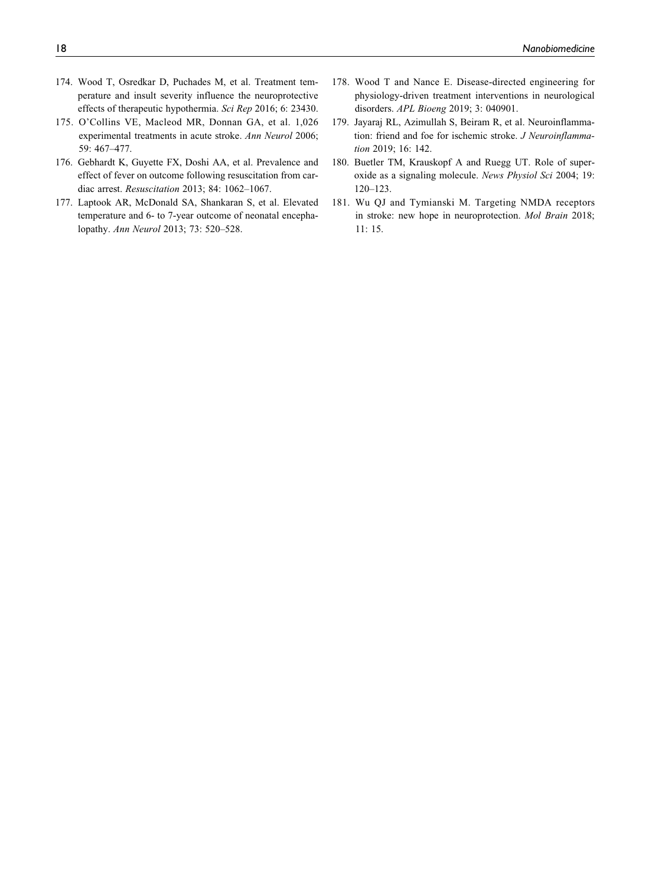174. Wood T, Osredkar D, Puchades M, et al. Treatment temperature and insult severity influence the neuroprotective effects of therapeutic hypothermia. *Sci Rep* 2016; 6: 23430.
175. O'Collins VE, Macleod MR, Donnan GA, et al. 1,026 experimental treatments in acute stroke. *Ann Neurol* 2006; 59: 467–477.
176. Gebhardt K, Guyette FX, Doshi AA, et al. Prevalence and effect of fever on outcome following resuscitation from cardiac arrest. *Resuscitation* 2013; 84: 1062–1067.
177. Laptook AR, McDonald SA, Shankaran S, et al. Elevated temperature and 6- to 7-year outcome of neonatal encephalopathy. *Ann Neurol* 2013; 73: 520–528.
178. Wood T and Nance E. Disease-directed engineering for physiology-driven treatment interventions in neurological disorders. *APL Bioeng* 2019; 3: 040901.
179. Jayaraj RL, Azimullah S, Beiram R, et al. Neuroinflammation: friend and foe for ischemic stroke. *J Neuroinflammation* 2019; 16: 142.
180. Buetler TM, Krauskopf A and Ruegg UT. Role of superoxide as a signaling molecule. *News Physiol Sci* 2004; 19: 120–123.
181. Wu QJ and Tymianski M. Targeting NMDA receptors in stroke: new hope in neuroprotection. *Mol Brain* 2018; 11: 15.